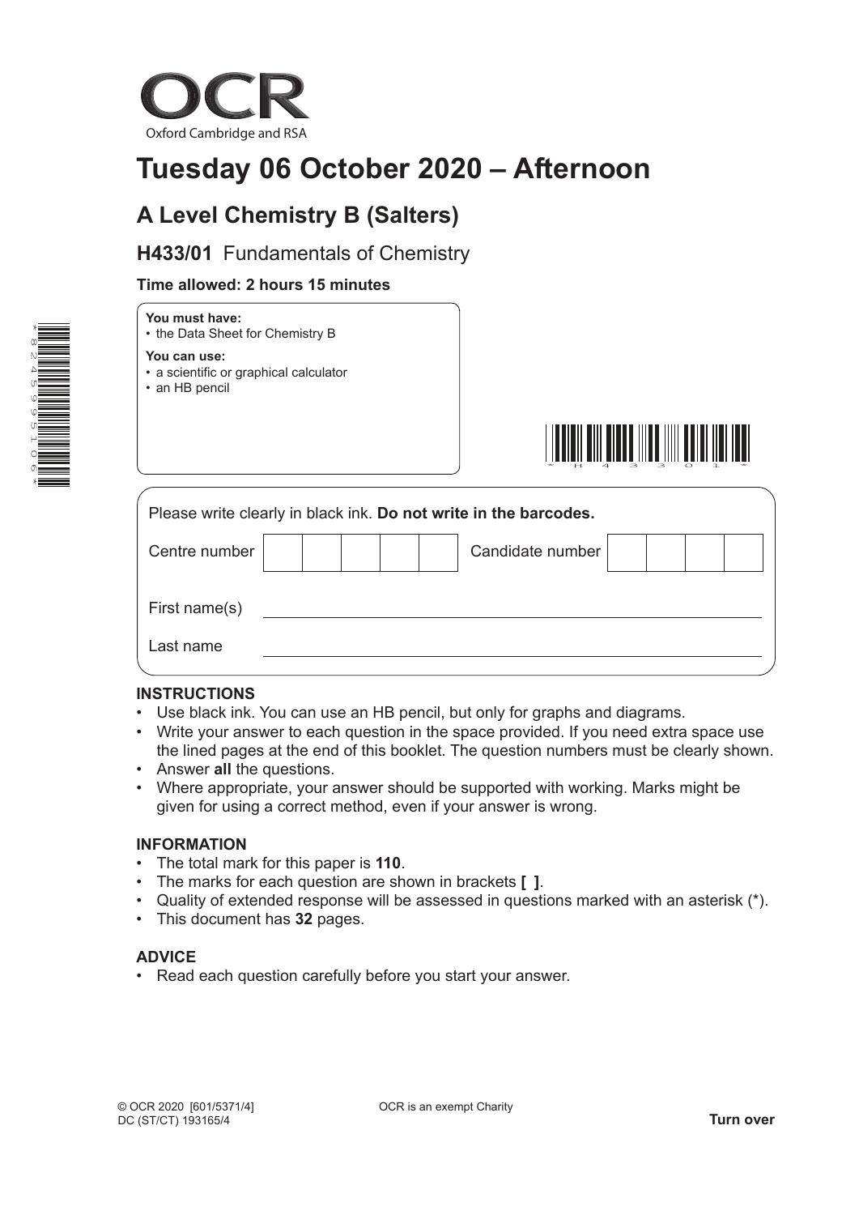OCR

Oxford Cambridge and RSA

# Tuesday 06 October 2020 – Afternoon

## A Level Chemistry B (Salters)

### H433/01 Fundamentals of Chemistry

**Time allowed: 2 hours 15 minutes**

**You must have:**
- the Data Sheet for Chemistry B

**You can use:**
- a scientific or graphical calculator
- an HB pencil

Please write clearly in black ink. **Do not write in the barcodes.**

| Centre number | | | | | | Candidate number | | | | |
|---|---|---|---|---|---|---|---|---|---|---|

First name(s) ______________________

Last name ______________________

### INSTRUCTIONS

- Use black ink. You can use an HB pencil, but only for graphs and diagrams.
- Write your answer to each question in the space provided. If you need extra space use the lined pages at the end of this booklet. The question numbers must be clearly shown.
- Answer **all** the questions.
- Where appropriate, your answer should be supported with working. Marks might be given for using a correct method, even if your answer is wrong.

### INFORMATION

- The total mark for this paper is **110**.
- The marks for each question are shown in brackets **[ ]**.
- Quality of extended response will be assessed in questions marked with an asterisk (*).
- This document has **32** pages.

### ADVICE

- Read each question carefully before you start your answer.

© OCR 2020 [601/5371/4]
DC (ST/CT) 193165/4

OCR is an exempt Charity

**Turn over**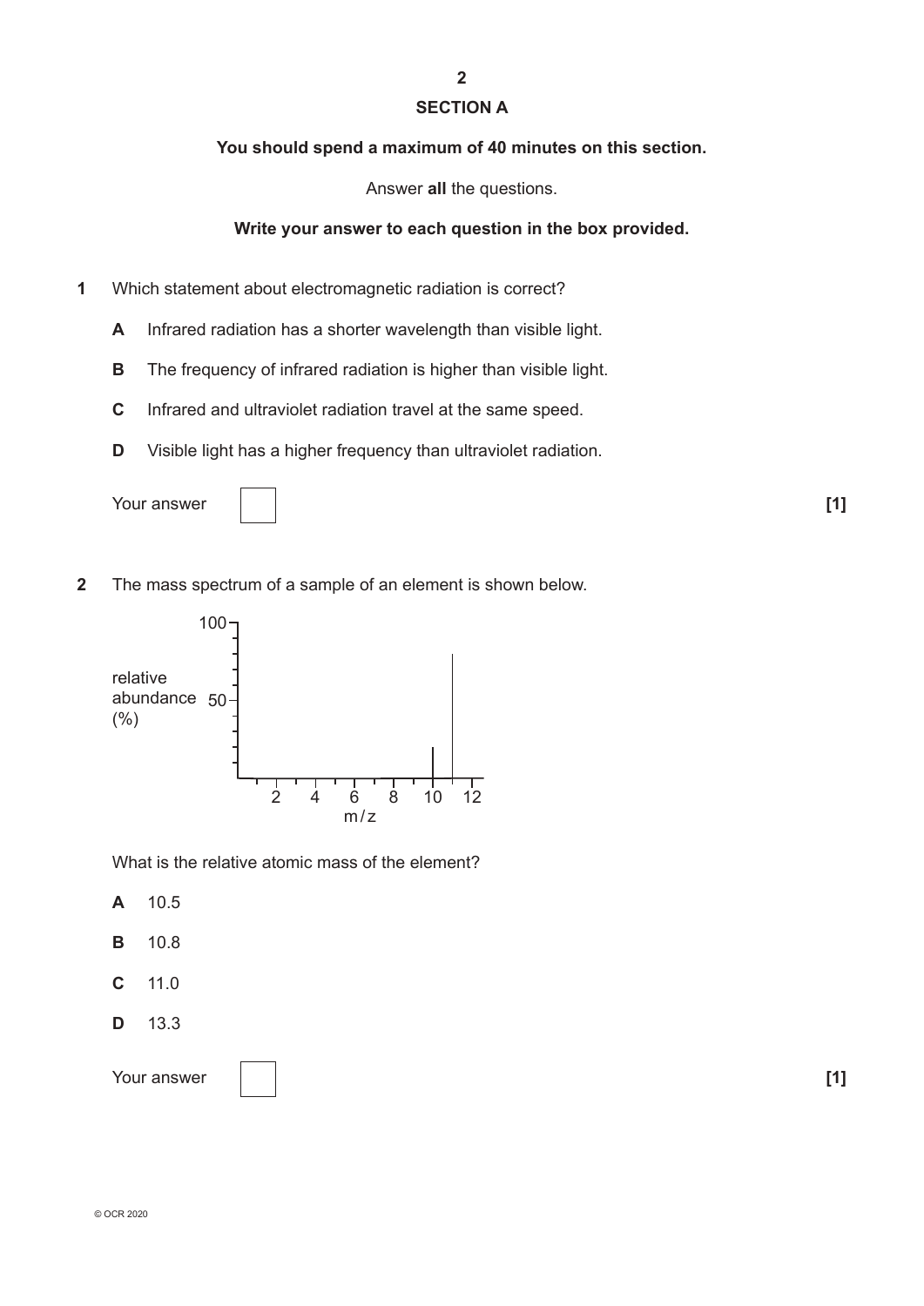## SECTION A

**You should spend a maximum of 40 minutes on this section.**

Answer **all** the questions.

**Write your answer to each question in the box provided.**

**1** Which statement about electromagnetic radiation is correct?

**A** Infrared radiation has a shorter wavelength than visible light.

**B** The frequency of infrared radiation is higher than visible light.

**C** Infrared and ultraviolet radiation travel at the same speed.

**D** Visible light has a higher frequency than ultraviolet radiation.

Your answer [ ] **[1]**

**2** The mass spectrum of a sample of an element is shown below.

What is the relative atomic mass of the element?

**A** 10.5

**B** 10.8

**C** 11.0

**D** 13.3

Your answer [ ] **[1]**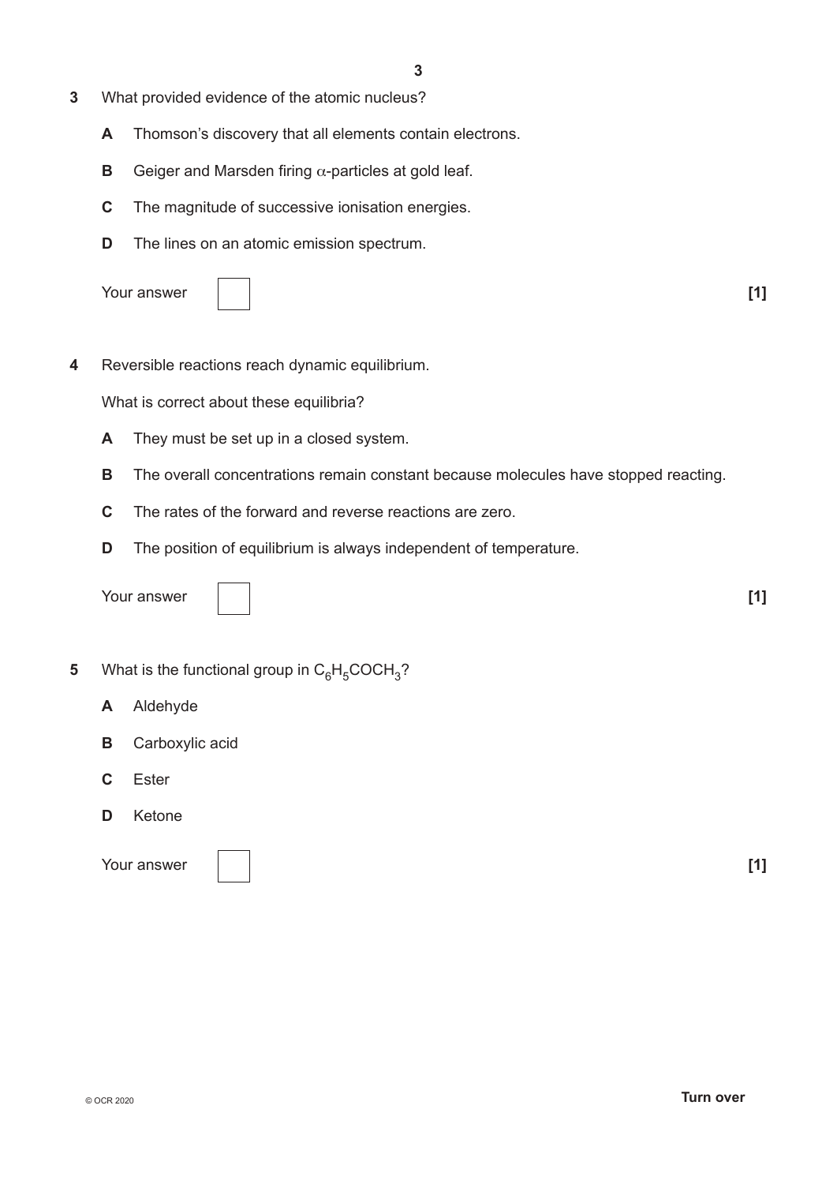**3** What provided evidence of the atomic nucleus?

**A** Thomson's discovery that all elements contain electrons.

**B** Geiger and Marsden firing $\alpha$-particles at gold leaf.

**C** The magnitude of successive ionisation energies.

**D** The lines on an atomic emission spectrum.

Your answer [ ] **[1]**

**4** Reversible reactions reach dynamic equilibrium.

What is correct about these equilibria?

**A** They must be set up in a closed system.

**B** The overall concentrations remain constant because molecules have stopped reacting.

**C** The rates of the forward and reverse reactions are zero.

**D** The position of equilibrium is always independent of temperature.

Your answer [ ] **[1]**

**5** What is the functional group in $C_6H_5COCH_3$?

**A** Aldehyde

**B** Carboxylic acid

**C** Ester

**D** Ketone

Your answer [ ] **[1]**

© OCR 2020

**Turn over**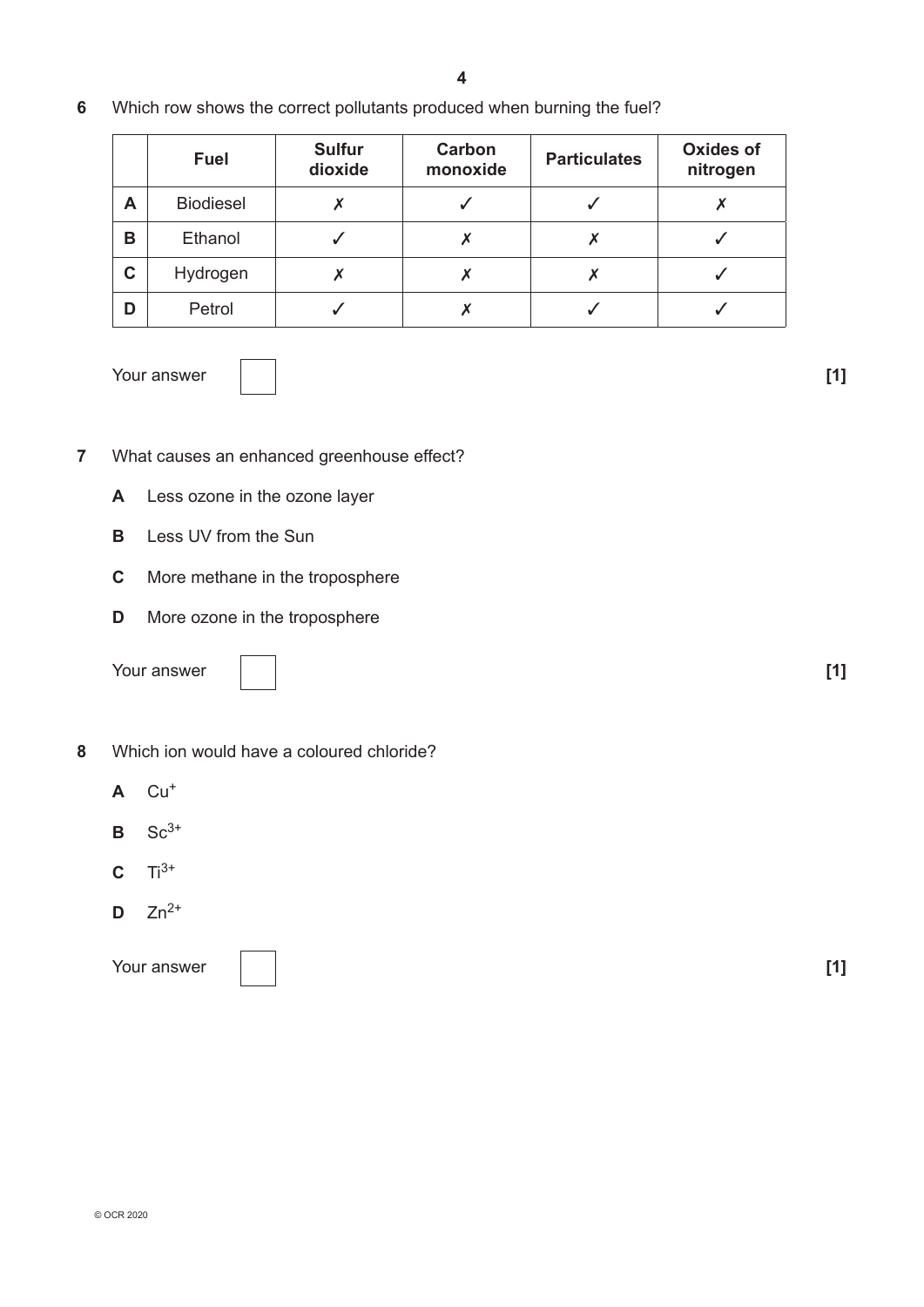6 Which row shows the correct pollutants produced when burning the fuel?

| | Fuel | Sulfur dioxide | Carbon monoxide | Particulates | Oxides of nitrogen |
|---|---|---|---|---|---|
| **A** | Biodiesel | ✗ | ✓ | ✓ | ✗ |
| **B** | Ethanol | ✓ | ✗ | ✗ | ✓ |
| **C** | Hydrogen | ✗ | ✗ | ✗ | ✓ |
| **D** | Petrol | ✓ | ✗ | ✓ | ✓ |

Your answer [1]

7 What causes an enhanced greenhouse effect?

**A** Less ozone in the ozone layer

**B** Less UV from the Sun

**C** More methane in the troposphere

**D** More ozone in the troposphere

Your answer [1]

8 Which ion would have a coloured chloride?

**A** $Cu^{+}$

**B** $Sc^{3+}$

**C** $Ti^{3+}$

**D** $Zn^{2+}$

Your answer [1]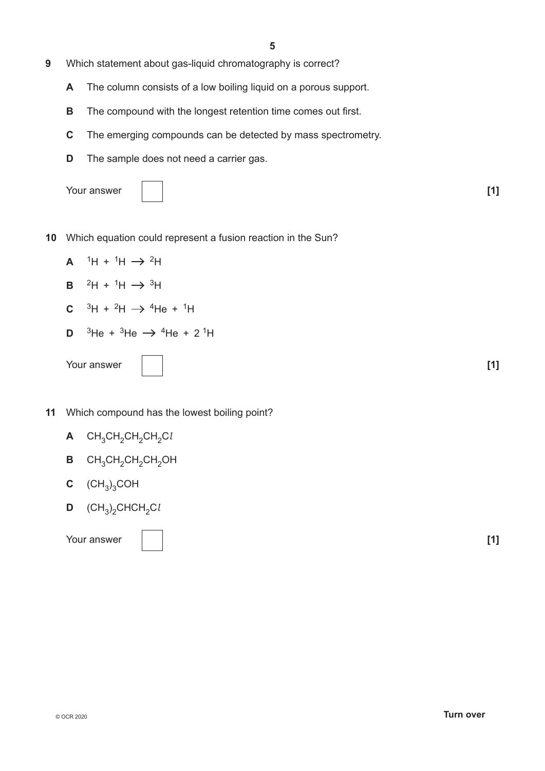**9** Which statement about gas-liquid chromatography is correct?

**A** The column consists of a low boiling liquid on a porous support.

**B** The compound with the longest retention time comes out first.

**C** The emerging compounds can be detected by mass spectrometry.

**D** The sample does not need a carrier gas.

Your answer [ ] **[1]**

**10** Which equation could represent a fusion reaction in the Sun?

**A** $^{1}H + ^{1}H \rightarrow ^{2}H$

**B** $^{2}H + ^{1}H \rightarrow ^{3}H$

**C** $^{3}H + ^{2}H \rightarrow ^{4}He + ^{1}H$

**D** $^{3}He + ^{3}He \rightarrow ^{4}He + 2\,^{1}H$

Your answer [ ] **[1]**

**11** Which compound has the lowest boiling point?

**A** $CH_3CH_2CH_2CH_2Cl$

**B** $CH_3CH_2CH_2CH_2OH$

**C** $(CH_3)_3COH$

**D** $(CH_3)_2CHCH_2Cl$

Your answer [ ] **[1]**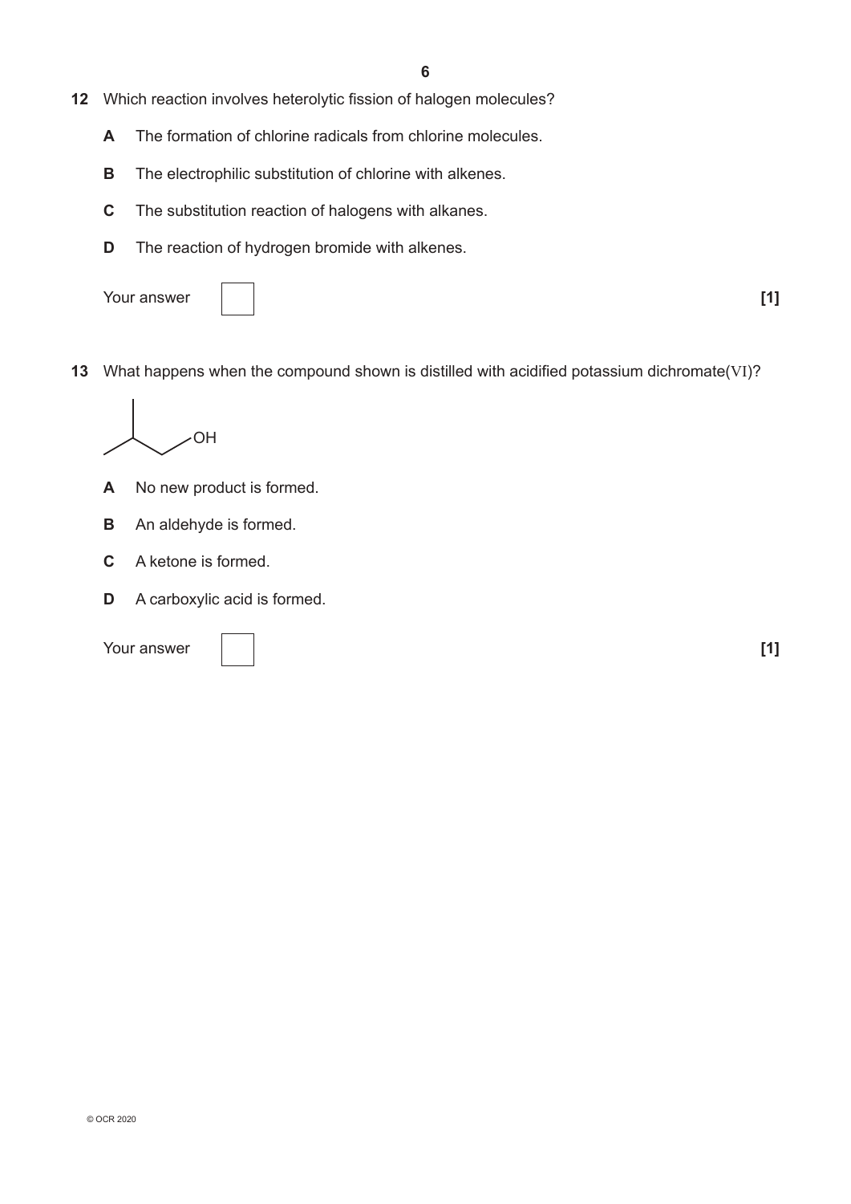**12** Which reaction involves heterolytic fission of halogen molecules?

**A** The formation of chlorine radicals from chlorine molecules.

**B** The electrophilic substitution of chlorine with alkenes.

**C** The substitution reaction of halogens with alkanes.

**D** The reaction of hydrogen bromide with alkenes.

Your answer [ ] **[1]**

**13** What happens when the compound shown is distilled with acidified potassium dichromate(VI)?

**A** No new product is formed.

**B** An aldehyde is formed.

**C** A ketone is formed.

**D** A carboxylic acid is formed.

Your answer [ ] **[1]**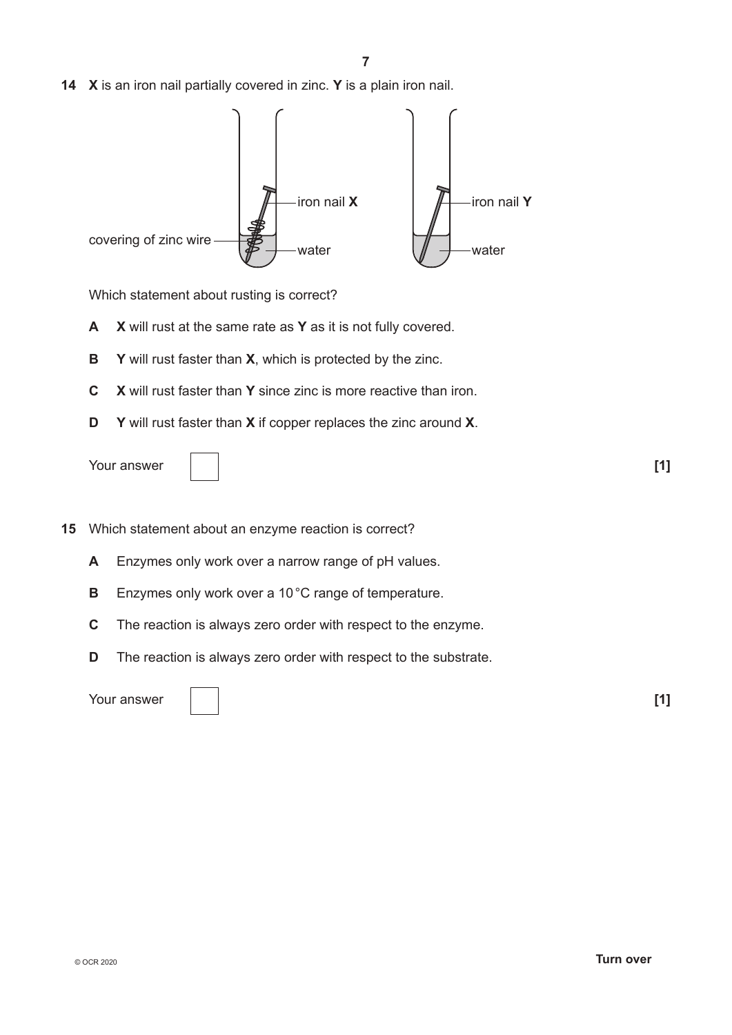**14** **X** is an iron nail partially covered in zinc. **Y** is a plain iron nail.

covering of zinc wire — iron nail **X** — water

iron nail **Y** — water

Which statement about rusting is correct?

**A** **X** will rust at the same rate as **Y** as it is not fully covered.

**B** **Y** will rust faster than **X**, which is protected by the zinc.

**C** **X** will rust faster than **Y** since zinc is more reactive than iron.

**D** **Y** will rust faster than **X** if copper replaces the zinc around **X**.

Your answer [1]

**15** Which statement about an enzyme reaction is correct?

**A** Enzymes only work over a narrow range of pH values.

**B** Enzymes only work over a 10 °C range of temperature.

**C** The reaction is always zero order with respect to the enzyme.

**D** The reaction is always zero order with respect to the substrate.

Your answer [1]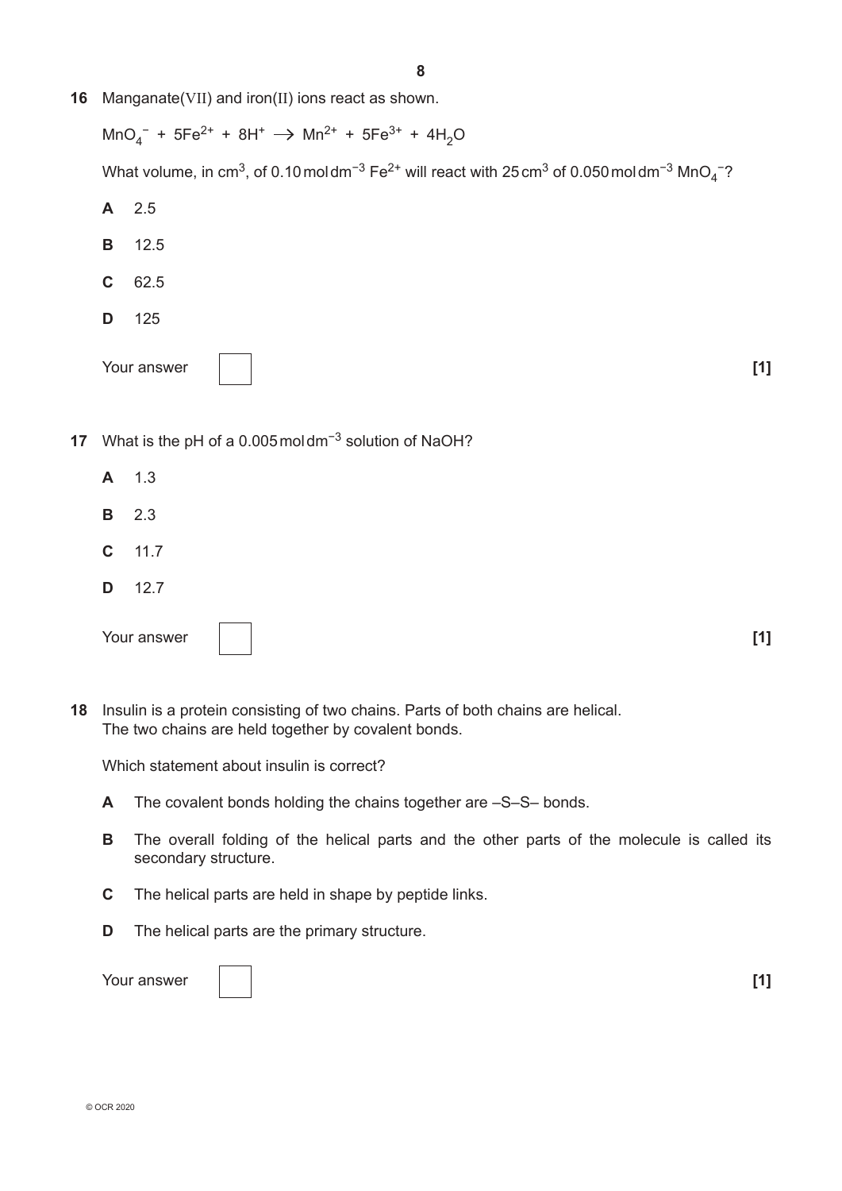**16** Manganate(VII) and iron(II) ions react as shown.

$MnO_4^- + 5Fe^{2+} + 8H^+ \rightarrow Mn^{2+} + 5Fe^{3+} + 4H_2O$

What volume, in $cm^3$, of $0.10\,mol\,dm^{-3}$ $Fe^{2+}$ will react with $25\,cm^3$ of $0.050\,mol\,dm^{-3}$ $MnO_4^-$?

**A** 2.5

**B** 12.5

**C** 62.5

**D** 125

Your answer [1]

**17** What is the pH of a $0.005\,mol\,dm^{-3}$ solution of NaOH?

**A** 1.3

**B** 2.3

**C** 11.7

**D** 12.7

Your answer [1]

**18** Insulin is a protein consisting of two chains. Parts of both chains are helical. The two chains are held together by covalent bonds.

Which statement about insulin is correct?

**A** The covalent bonds holding the chains together are –S–S– bonds.

**B** The overall folding of the helical parts and the other parts of the molecule is called its secondary structure.

**C** The helical parts are held in shape by peptide links.

**D** The helical parts are the primary structure.

Your answer [1]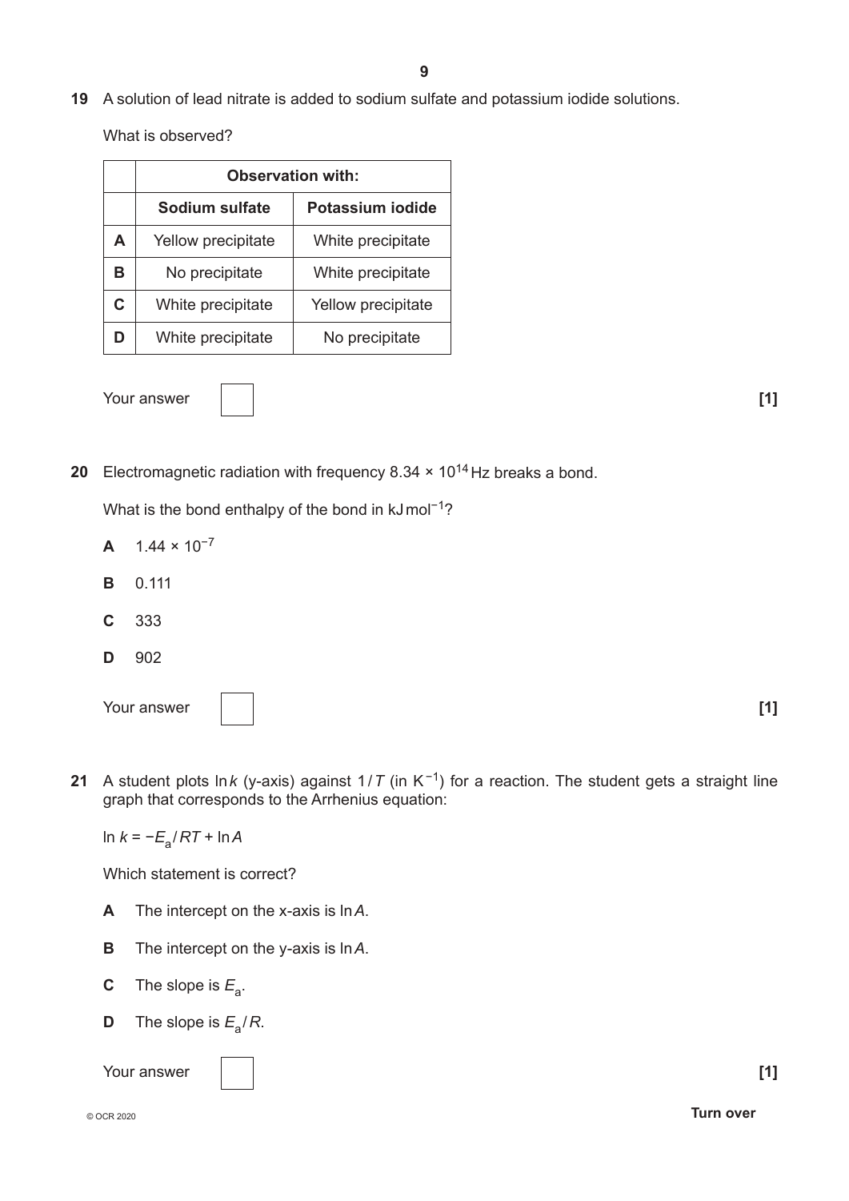**19** A solution of lead nitrate is added to sodium sulfate and potassium iodide solutions.

What is observed?

| | Observation with: | |
|---|---|---|
| | **Sodium sulfate** | **Potassium iodide** |
| **A** | Yellow precipitate | White precipitate |
| **B** | No precipitate | White precipitate |
| **C** | White precipitate | Yellow precipitate |
| **D** | White precipitate | No precipitate |

Your answer [ ] **[1]**

**20** Electromagnetic radiation with frequency $8.34 \times 10^{14}$ Hz breaks a bond.

What is the bond enthalpy of the bond in $kJ\,mol^{-1}$?

**A** $1.44 \times 10^{-7}$

**B** 0.111

**C** 333

**D** 902

Your answer [ ] **[1]**

**21** A student plots $\ln k$ (y-axis) against $1/T$ (in $K^{-1}$) for a reaction. The student gets a straight line graph that corresponds to the Arrhenius equation:

$\ln k = -E_a/RT + \ln A$

Which statement is correct?

**A** The intercept on the x-axis is $\ln A$.

**B** The intercept on the y-axis is $\ln A$.

**C** The slope is $E_a$.

**D** The slope is $E_a/R$.

Your answer [ ] **[1]**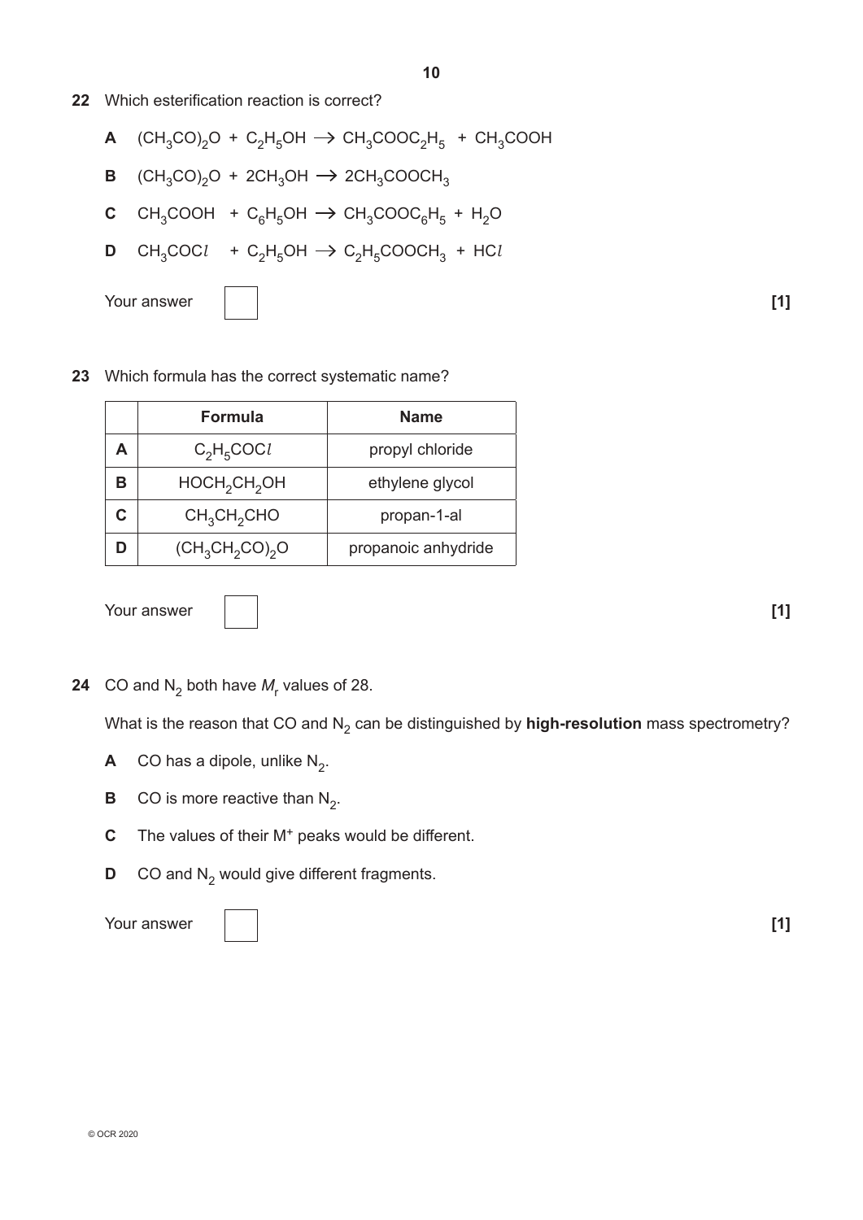**22** Which esterification reaction is correct?

**A** $(CH_3CO)_2O + C_2H_5OH \rightarrow CH_3COOC_2H_5 + CH_3COOH$

**B** $(CH_3CO)_2O + 2CH_3OH \rightarrow 2CH_3COOCH_3$

**C** $CH_3COOH + C_6H_5OH \rightarrow CH_3COOC_6H_5 + H_2O$

**D** $CH_3COCl + C_2H_5OH \rightarrow C_2H_5COOCH_3 + HCl$

Your answer [ ] **[1]**

**23** Which formula has the correct systematic name?

| | Formula | Name |
|---|---|---|
| **A** | $C_2H_5COCl$ | propyl chloride |
| **B** | $HOCH_2CH_2OH$ | ethylene glycol |
| **C** | $CH_3CH_2CHO$ | propan-1-al |
| **D** | $(CH_3CH_2CO)_2O$ | propanoic anhydride |

Your answer [ ] **[1]**

**24** CO and $N_2$ both have $M_r$ values of 28.

What is the reason that CO and $N_2$ can be distinguished by **high-resolution** mass spectrometry?

**A** CO has a dipole, unlike $N_2$.

**B** CO is more reactive than $N_2$.

**C** The values of their $M^+$ peaks would be different.

**D** CO and $N_2$ would give different fragments.

Your answer [ ] **[1]**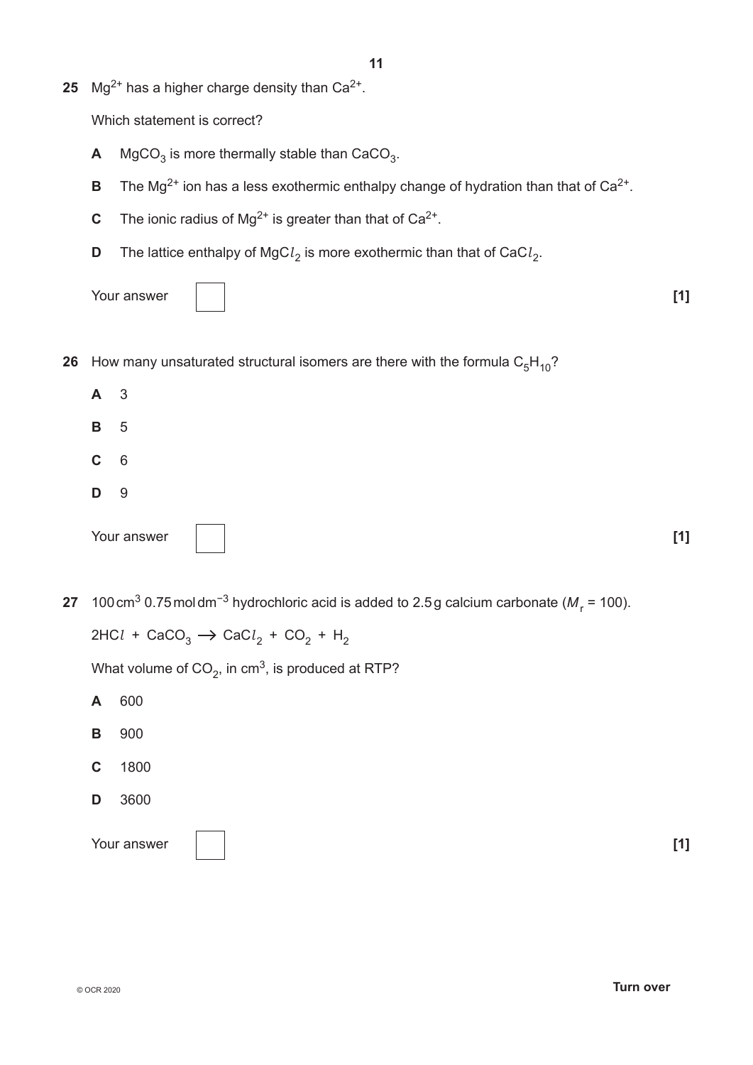**25** $Mg^{2+}$ has a higher charge density than $Ca^{2+}$.

Which statement is correct?

**A** $MgCO_3$ is more thermally stable than $CaCO_3$.

**B** The $Mg^{2+}$ ion has a less exothermic enthalpy change of hydration than that of $Ca^{2+}$.

**C** The ionic radius of $Mg^{2+}$ is greater than that of $Ca^{2+}$.

**D** The lattice enthalpy of $MgCl_2$ is more exothermic than that of $CaCl_2$.

Your answer [ ] **[1]**

**26** How many unsaturated structural isomers are there with the formula $C_5H_{10}$?

**A** 3

**B** 5

**C** 6

**D** 9

Your answer [ ] **[1]**

**27** 100 cm³ 0.75 mol dm⁻³ hydrochloric acid is added to 2.5 g calcium carbonate ($M_r$ = 100).

$$2HCl + CaCO_3 \rightarrow CaCl_2 + CO_2 + H_2$$

What volume of $CO_2$, in cm³, is produced at RTP?

**A** 600

**B** 900

**C** 1800

**D** 3600

Your answer [ ] **[1]**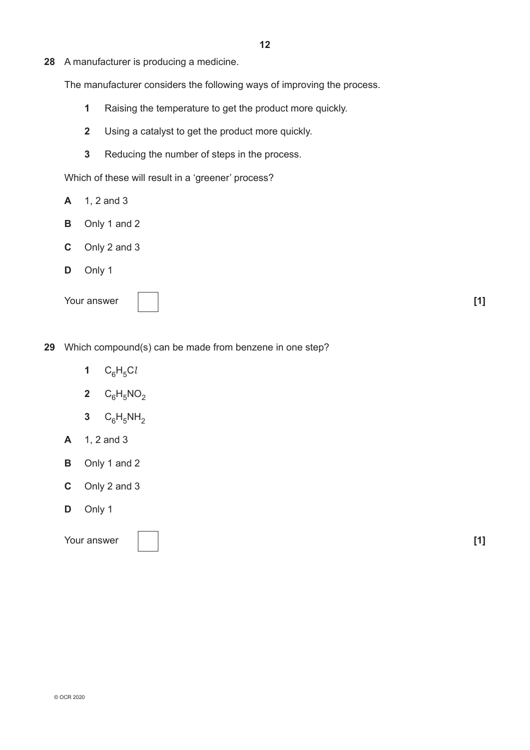**28** A manufacturer is producing a medicine.

The manufacturer considers the following ways of improving the process.

**1** Raising the temperature to get the product more quickly.

**2** Using a catalyst to get the product more quickly.

**3** Reducing the number of steps in the process.

Which of these will result in a 'greener' process?

**A** 1, 2 and 3

**B** Only 1 and 2

**C** Only 2 and 3

**D** Only 1

Your answer [ ] **[1]**

**29** Which compound(s) can be made from benzene in one step?

**1** $C_6H_5Cl$

**2** $C_6H_5NO_2$

**3** $C_6H_5NH_2$

**A** 1, 2 and 3

**B** Only 1 and 2

**C** Only 2 and 3

**D** Only 1

Your answer [ ] **[1]**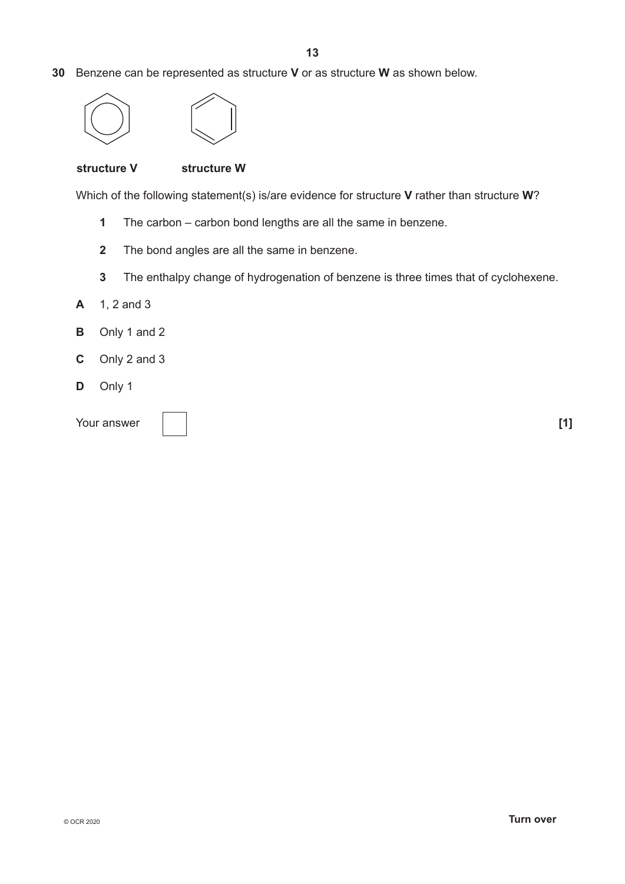**30** Benzene can be represented as structure **V** or as structure **W** as shown below.

**structure V** **structure W**

Which of the following statement(s) is/are evidence for structure **V** rather than structure **W**?

**1** The carbon – carbon bond lengths are all the same in benzene.

**2** The bond angles are all the same in benzene.

**3** The enthalpy change of hydrogenation of benzene is three times that of cyclohexene.

**A** 1, 2 and 3

**B** Only 1 and 2

**C** Only 2 and 3

**D** Only 1

Your answer [ ] **[1]**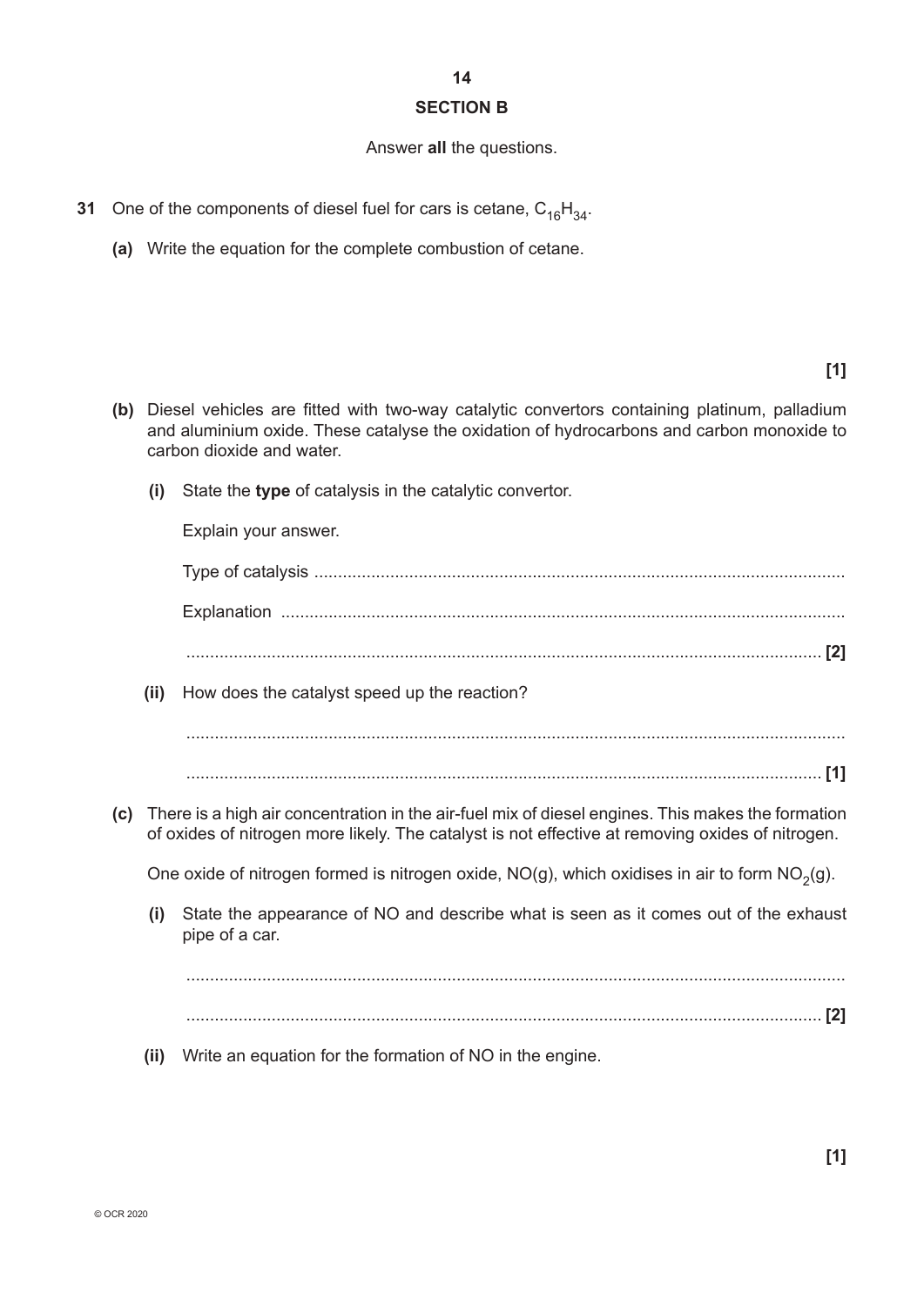## SECTION B

Answer **all** the questions.

**31** One of the components of diesel fuel for cars is cetane, $C_{16}H_{34}$.

**(a)** Write the equation for the complete combustion of cetane.

**[1]**

**(b)** Diesel vehicles are fitted with two-way catalytic convertors containing platinum, palladium and aluminium oxide. These catalyse the oxidation of hydrocarbons and carbon monoxide to carbon dioxide and water.

**(i)** State the **type** of catalysis in the catalytic convertor.

Explain your answer.

Type of catalysis ..............................................................................................................

Explanation ......................................................................................................................

...................................................................................................................................... **[2]**

**(ii)** How does the catalyst speed up the reaction?

..........................................................................................................................................

...................................................................................................................................... **[1]**

**(c)** There is a high air concentration in the air-fuel mix of diesel engines. This makes the formation of oxides of nitrogen more likely. The catalyst is not effective at removing oxides of nitrogen.

One oxide of nitrogen formed is nitrogen oxide, $NO(g)$, which oxidises in air to form $NO_2(g)$.

**(i)** State the appearance of NO and describe what is seen as it comes out of the exhaust pipe of a car.

..........................................................................................................................................

...................................................................................................................................... **[2]**

**(ii)** Write an equation for the formation of NO in the engine.

**[1]**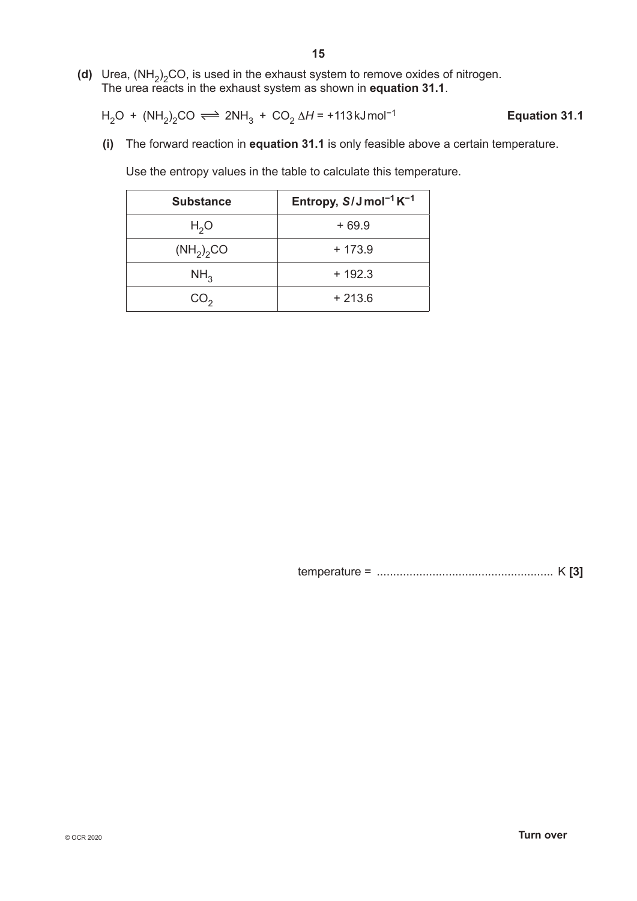**(d)** Urea, $(NH_2)_2CO$, is used in the exhaust system to remove oxides of nitrogen. The urea reacts in the exhaust system as shown in **equation 31.1**.

$$H_2O + (NH_2)_2CO \rightleftharpoons 2NH_3 + CO_2 \quad \Delta H = +113\,\text{kJ mol}^{-1}$$ **Equation 31.1**

**(i)** The forward reaction in **equation 31.1** is only feasible above a certain temperature.

Use the entropy values in the table to calculate this temperature.

| Substance | Entropy, $S$ / J mol$^{-1}$ K$^{-1}$ |
|---|---|
| $H_2O$ | + 69.9 |
| $(NH_2)_2CO$ | + 173.9 |
| $NH_3$ | + 192.3 |
| $CO_2$ | + 213.6 |

temperature = ..................................................... K **[3]**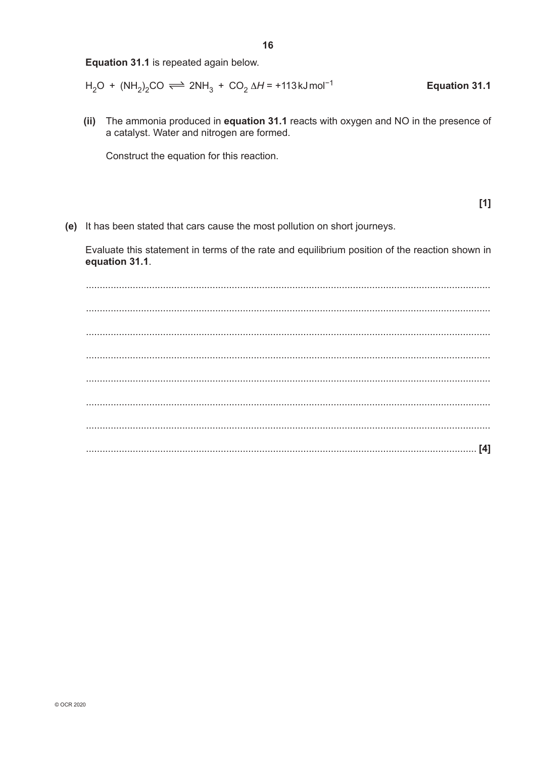**Equation 31.1** is repeated again below.

$$H_2O + (NH_2)_2CO \rightleftharpoons 2NH_3 + CO_2 \ \Delta H = +113\,kJ\,mol^{-1}$$ **Equation 31.1**

**(ii)** The ammonia produced in **equation 31.1** reacts with oxygen and NO in the presence of a catalyst. Water and nitrogen are formed.

Construct the equation for this reaction.

**[1]**

**(e)** It has been stated that cars cause the most pollution on short journeys.

Evaluate this statement in terms of the rate and equilibrium position of the reaction shown in **equation 31.1**.

..........................................................................................................................................

..........................................................................................................................................

..........................................................................................................................................

..........................................................................................................................................

..........................................................................................................................................

..........................................................................................................................................

..........................................................................................................................................

...................................................................................................................................... **[4]**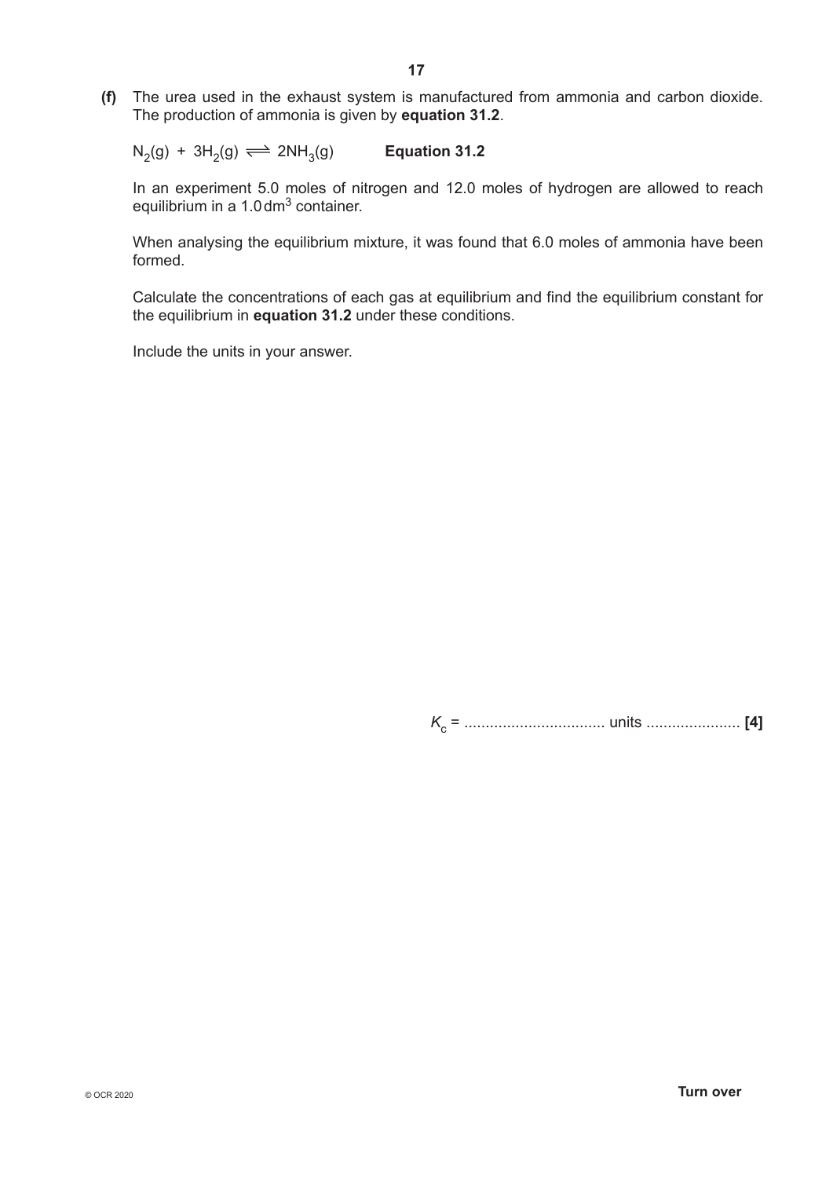**(f)** The urea used in the exhaust system is manufactured from ammonia and carbon dioxide. The production of ammonia is given by **equation 31.2**.

$N_2(g) + 3H_2(g) \rightleftharpoons 2NH_3(g)$ **Equation 31.2**

In an experiment 5.0 moles of nitrogen and 12.0 moles of hydrogen are allowed to reach equilibrium in a 1.0 $dm^3$ container.

When analysing the equilibrium mixture, it was found that 6.0 moles of ammonia have been formed.

Calculate the concentrations of each gas at equilibrium and find the equilibrium constant for the equilibrium in **equation 31.2** under these conditions.

Include the units in your answer.

$K_c$ = ................................ units ...................... **[4]**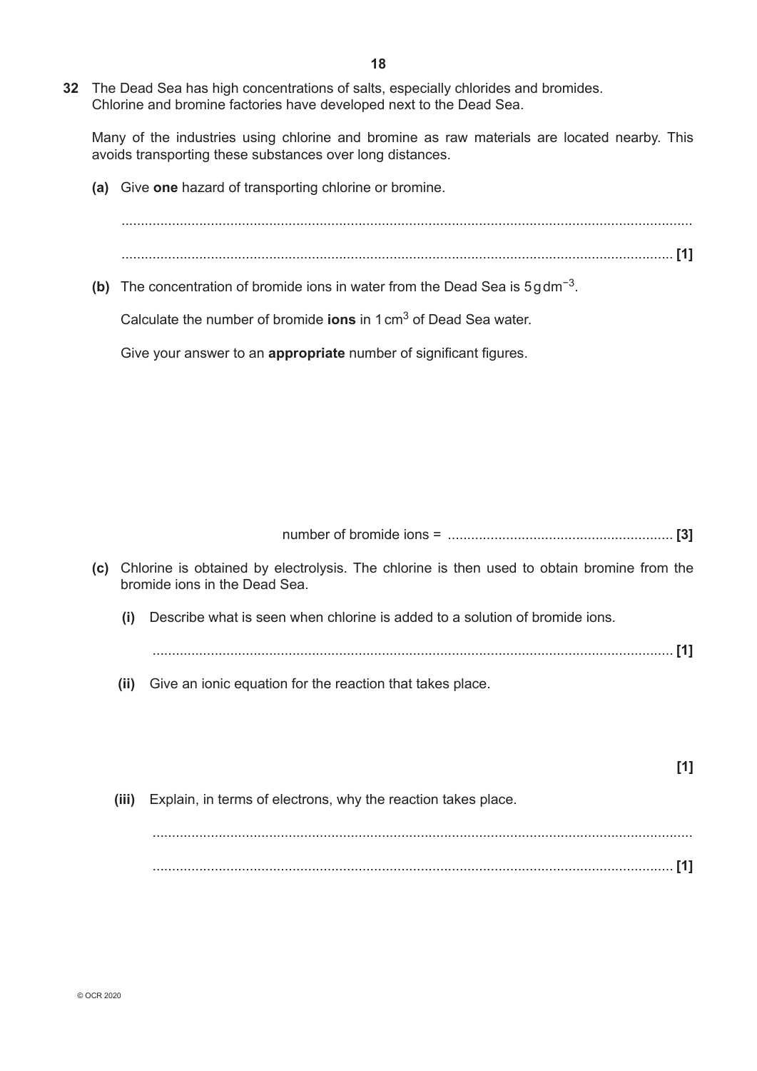**32** The Dead Sea has high concentrations of salts, especially chlorides and bromides. Chlorine and bromine factories have developed next to the Dead Sea.

Many of the industries using chlorine and bromine as raw materials are located nearby. This avoids transporting these substances over long distances.

**(a)** Give **one** hazard of transporting chlorine or bromine.

..........................................................................................................................................

.................................................................................................................................... **[1]**

**(b)** The concentration of bromide ions in water from the Dead Sea is $5\,g\,dm^{-3}$.

Calculate the number of bromide **ions** in $1\,cm^3$ of Dead Sea water.

Give your answer to an **appropriate** number of significant figures.

number of bromide ions = ......................................................... **[3]**

**(c)** Chlorine is obtained by electrolysis. The chlorine is then used to obtain bromine from the bromide ions in the Dead Sea.

**(i)** Describe what is seen when chlorine is added to a solution of bromide ions.

.................................................................................................................................... **[1]**

**(ii)** Give an ionic equation for the reaction that takes place.

**[1]**

**(iii)** Explain, in terms of electrons, why the reaction takes place.

..........................................................................................................................................

.................................................................................................................................... **[1]**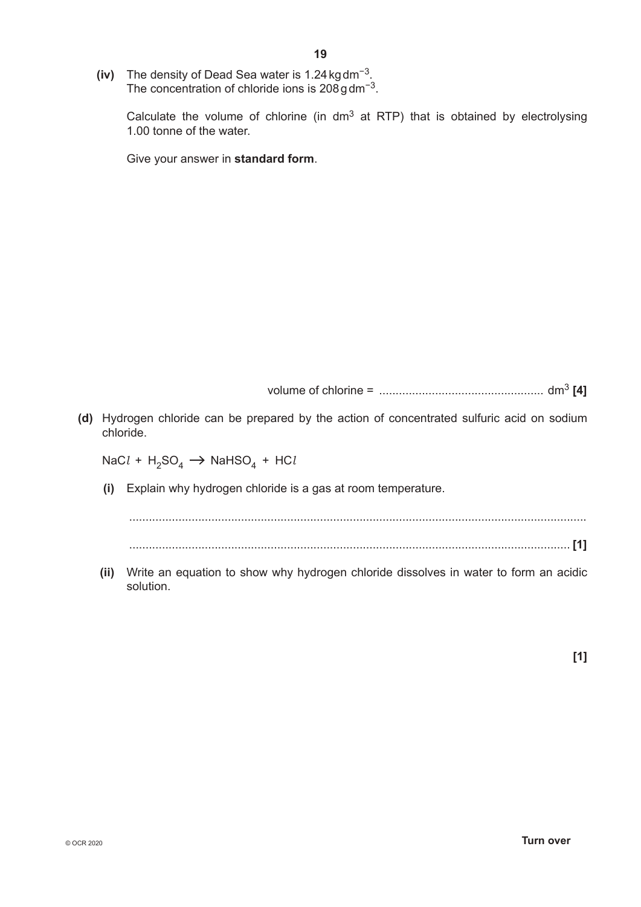**(iv)** The density of Dead Sea water is 1.24 kg dm$^{-3}$.
The concentration of chloride ions is 208 g dm$^{-3}$.

Calculate the volume of chlorine (in dm$^3$ at RTP) that is obtained by electrolysing 1.00 tonne of the water.

Give your answer in **standard form**.

volume of chlorine = .................................................. dm$^3$ **[4]**

**(d)** Hydrogen chloride can be prepared by the action of concentrated sulfuric acid on sodium chloride.

$NaCl + H_2SO_4 \rightarrow NaHSO_4 + HCl$

**(i)** Explain why hydrogen chloride is a gas at room temperature.

..........................................................................................................................................

.......................................................................................................................................... **[1]**

**(ii)** Write an equation to show why hydrogen chloride dissolves in water to form an acidic solution.

**[1]**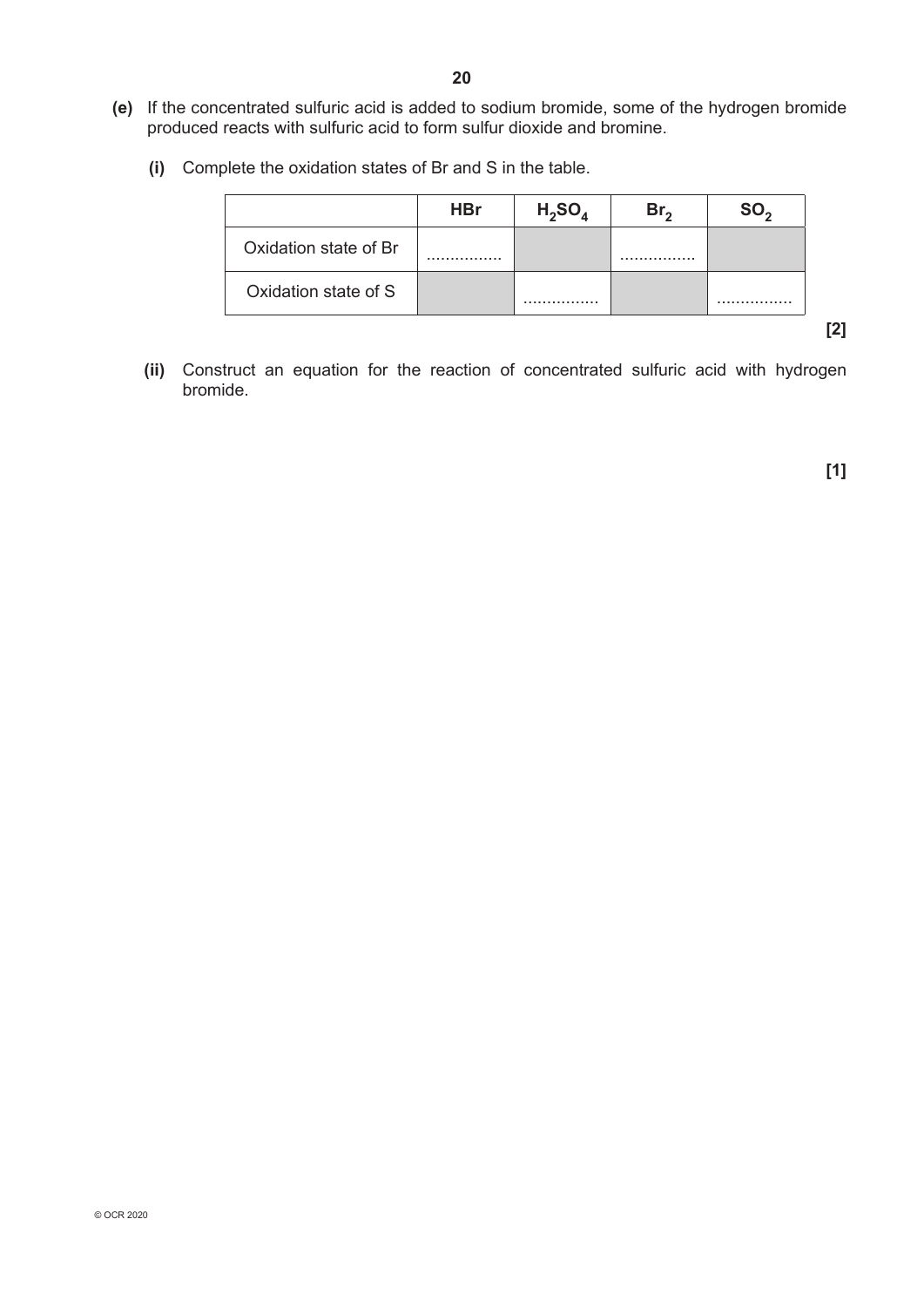**(e)** If the concentrated sulfuric acid is added to sodium bromide, some of the hydrogen bromide produced reacts with sulfuric acid to form sulfur dioxide and bromine.

**(i)** Complete the oxidation states of Br and S in the table.

| | HBr | $H_2SO_4$ | $Br_2$ | $SO_2$ |
|---|---|---|---|---|
| Oxidation state of Br | ................ | | ................ | |
| Oxidation state of S | | ................ | | ................ |

**[2]**

**(ii)** Construct an equation for the reaction of concentrated sulfuric acid with hydrogen bromide.

**[1]**

© OCR 2020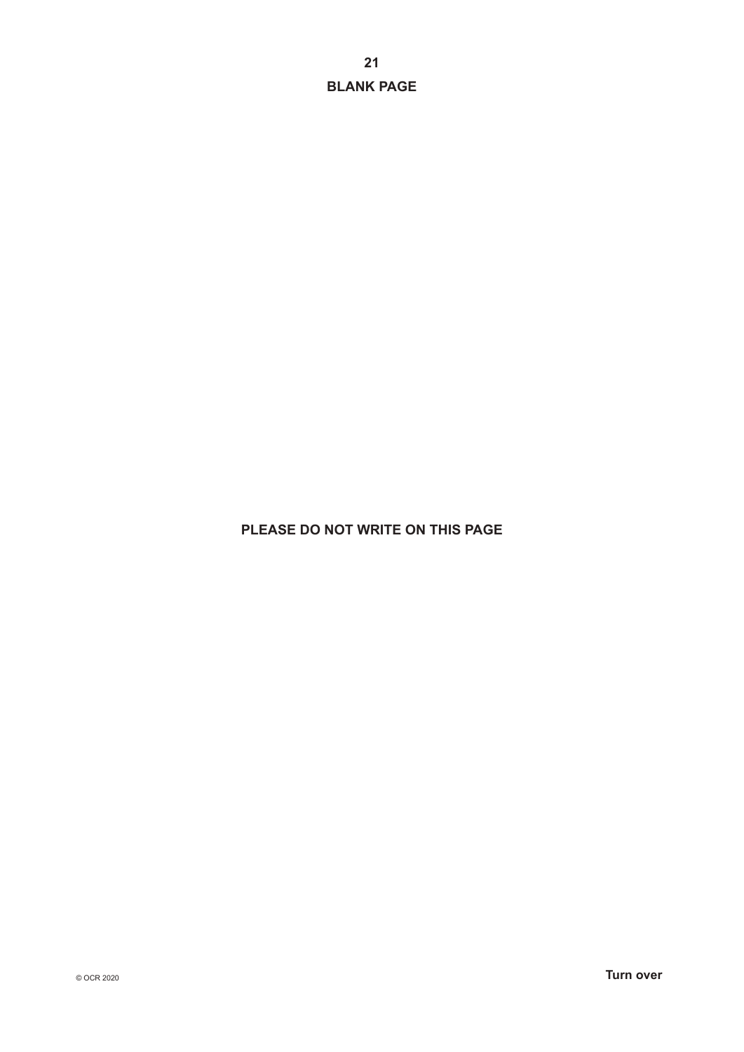**BLANK PAGE**

**PLEASE DO NOT WRITE ON THIS PAGE**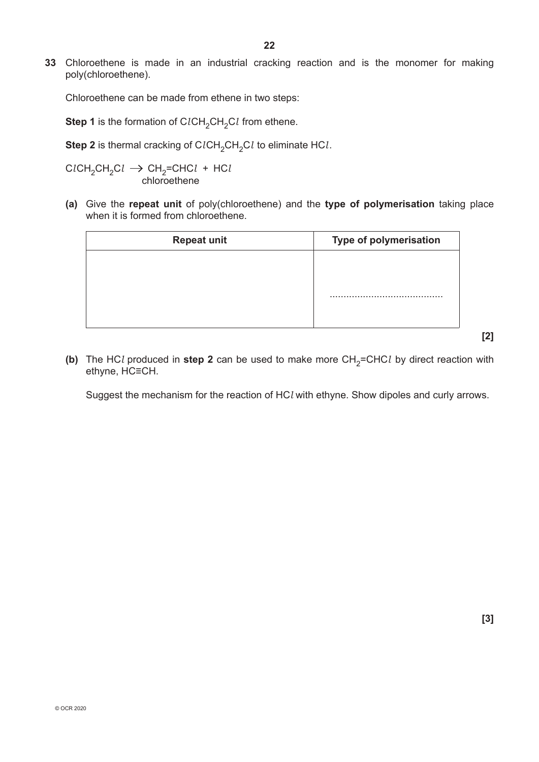**33** Chloroethene is made in an industrial cracking reaction and is the monomer for making poly(chloroethene).

Chloroethene can be made from ethene in two steps:

**Step 1** is the formation of $ClCH_2CH_2Cl$ from ethene.

**Step 2** is thermal cracking of $ClCH_2CH_2Cl$ to eliminate $HCl$.

$$ClCH_2CH_2Cl \rightarrow \underset{\text{chloroethene}}{CH_2{=}CHCl} + HCl$$

**(a)** Give the **repeat unit** of poly(chloroethene) and the **type of polymerisation** taking place when it is formed from chloroethene.

| Repeat unit | Type of polymerisation |
| --- | --- |
| | ........................................ |

**[2]**

**(b)** The $HCl$ produced in **step 2** can be used to make more $CH_2{=}CHCl$ by direct reaction with ethyne, HC≡CH.

Suggest the mechanism for the reaction of $HCl$ with ethyne. Show dipoles and curly arrows.

**[3]**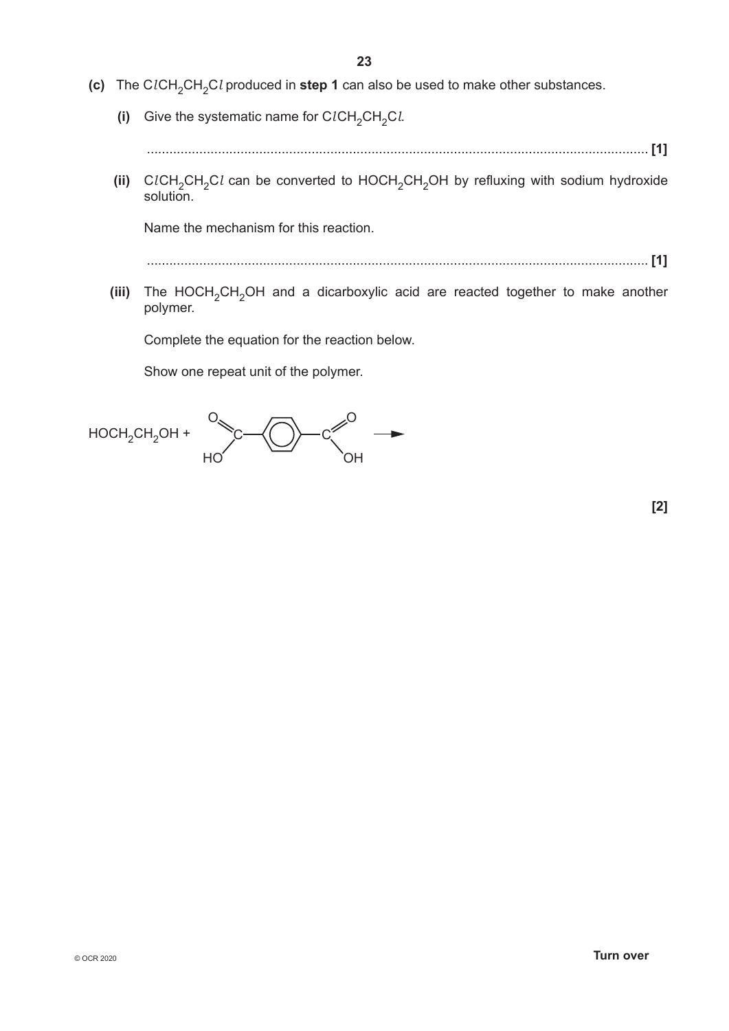**(c)** The $ClCH_2CH_2Cl$ produced in **step 1** can also be used to make other substances.

**(i)** Give the systematic name for $ClCH_2CH_2Cl$.

...................................................................................................................................... **[1]**

**(ii)** $ClCH_2CH_2Cl$ can be converted to $HOCH_2CH_2OH$ by refluxing with sodium hydroxide solution.

Name the mechanism for this reaction.

...................................................................................................................................... **[1]**

**(iii)** The $HOCH_2CH_2OH$ and a dicarboxylic acid are reacted together to make another polymer.

Complete the equation for the reaction below.

Show one repeat unit of the polymer.

$HOCH_2CH_2OH$ + HOOC–C₆H₄–COOH (benzene-1,4-dicarboxylic acid) ⟶

**[2]**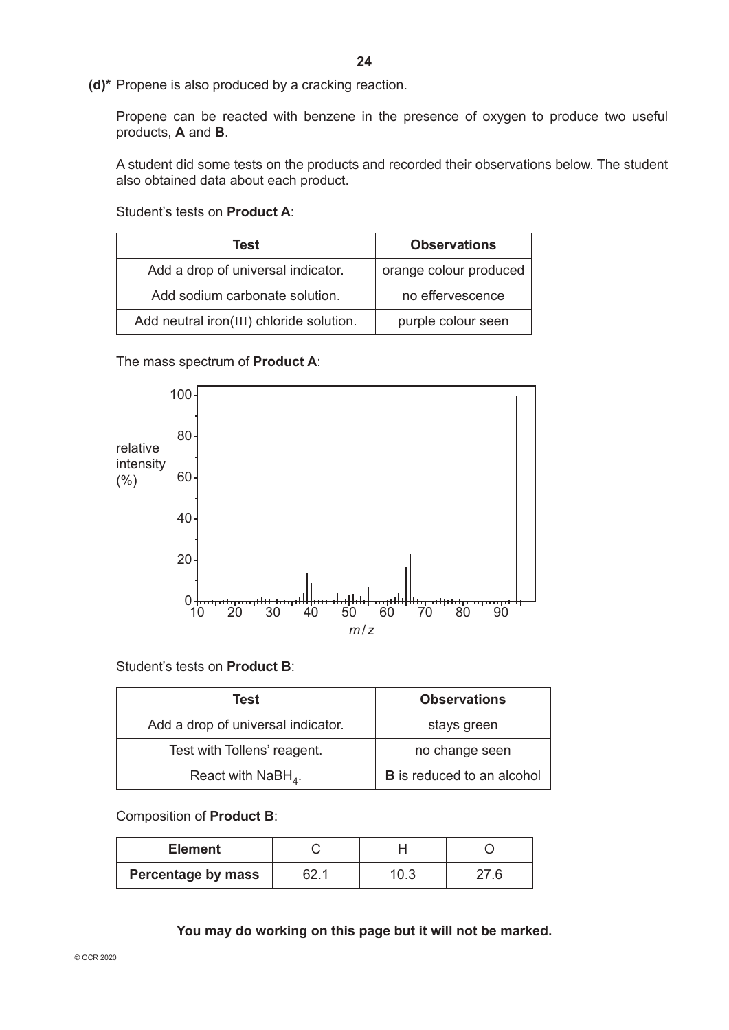**(d)*** Propene is also produced by a cracking reaction.

Propene can be reacted with benzene in the presence of oxygen to produce two useful products, **A** and **B**.

A student did some tests on the products and recorded their observations below. The student also obtained data about each product.

Student's tests on **Product A**:

| Test | Observations |
|---|---|
| Add a drop of universal indicator. | orange colour produced |
| Add sodium carbonate solution. | no effervescence |
| Add neutral iron(III) chloride solution. | purple colour seen |

The mass spectrum of **Product A**:

Student's tests on **Product B**:

| Test | Observations |
|---|---|
| Add a drop of universal indicator. | stays green |
| Test with Tollens' reagent. | no change seen |
| React with $NaBH_4$. | **B** is reduced to an alcohol |

Composition of **Product B**:

| Element | C | H | O |
|---|---|---|---|
| **Percentage by mass** | 62.1 | 10.3 | 27.6 |

**You may do working on this page but it will not be marked.**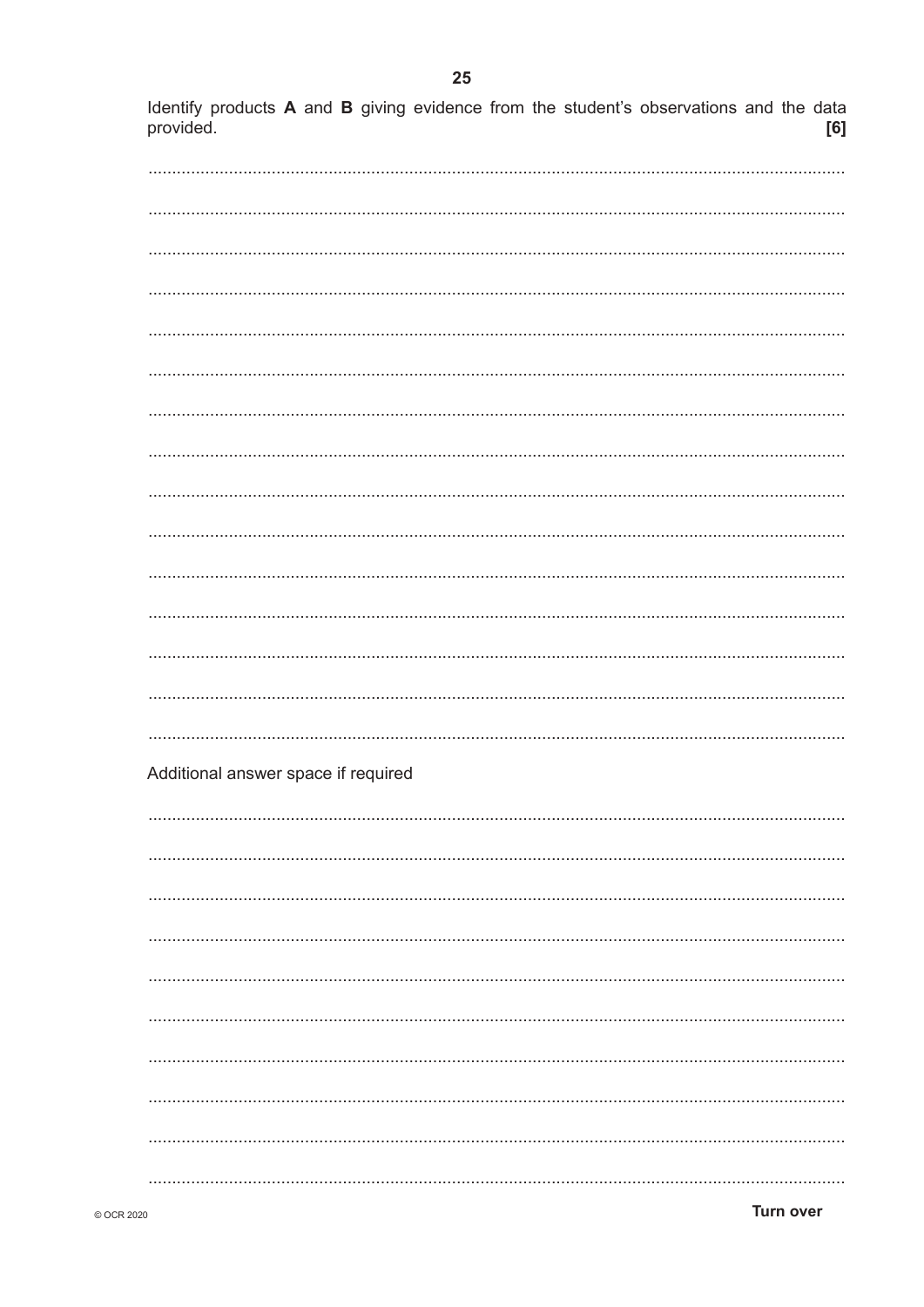Identify products **A** and **B** giving evidence from the student's observations and the data provided. **[6]**

.......................................................................................................................................

.......................................................................................................................................

.......................................................................................................................................

.......................................................................................................................................

.......................................................................................................................................

.......................................................................................................................................

.......................................................................................................................................

.......................................................................................................................................

.......................................................................................................................................

.......................................................................................................................................

.......................................................................................................................................

.......................................................................................................................................

.......................................................................................................................................

.......................................................................................................................................

.......................................................................................................................................

Additional answer space if required

.......................................................................................................................................

.......................................................................................................................................

.......................................................................................................................................

.......................................................................................................................................

.......................................................................................................................................

.......................................................................................................................................

.......................................................................................................................................

.......................................................................................................................................

.......................................................................................................................................

.......................................................................................................................................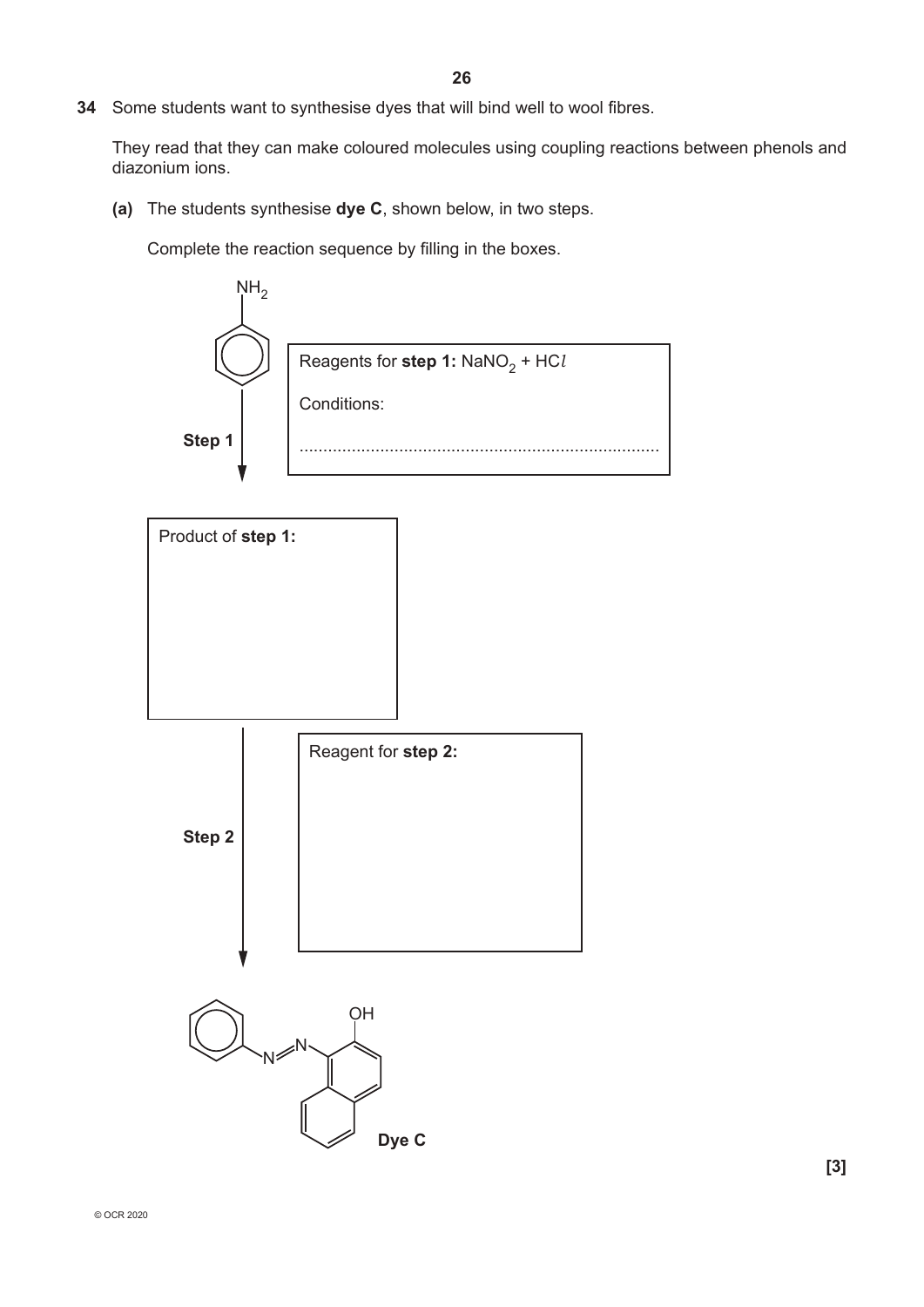**34** Some students want to synthesise dyes that will bind well to wool fibres.

They read that they can make coloured molecules using coupling reactions between phenols and diazonium ions.

**(a)** The students synthesise **dye C**, shown below, in two steps.

Complete the reaction sequence by filling in the boxes.

$NH_2$

**Step 1**

Reagents for **step 1:** $NaNO_2$ + HC*l*

Conditions:

..........................................................................

Product of **step 1:**

**Step 2**

Reagent for **step 2:**

OH

N=N

**Dye C**

**[3]**

© OCR 2020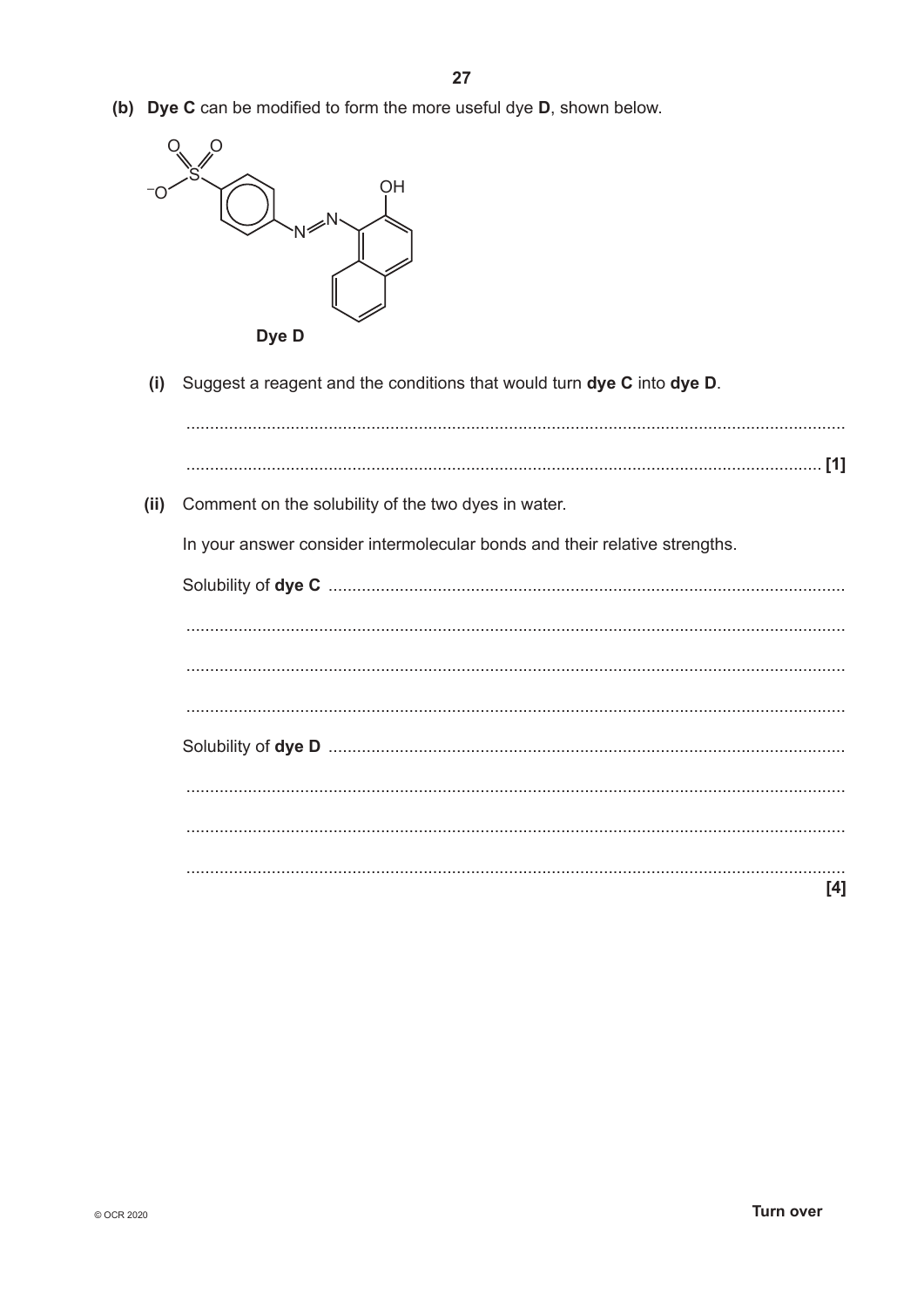**(b)** **Dye C** can be modified to form the more useful dye **D**, shown below.

**Dye D**

**(i)** Suggest a reagent and the conditions that would turn **dye C** into **dye D**.

...................................................................................................................................

............................................................................................................................... **[1]**

**(ii)** Comment on the solubility of the two dyes in water.

In your answer consider intermolecular bonds and their relative strengths.

Solubility of **dye C** ..........................................................................................................

...................................................................................................................................

...................................................................................................................................

...................................................................................................................................

Solubility of **dye D** ..........................................................................................................

...................................................................................................................................

...................................................................................................................................

...................................................................................................................................

**[4]**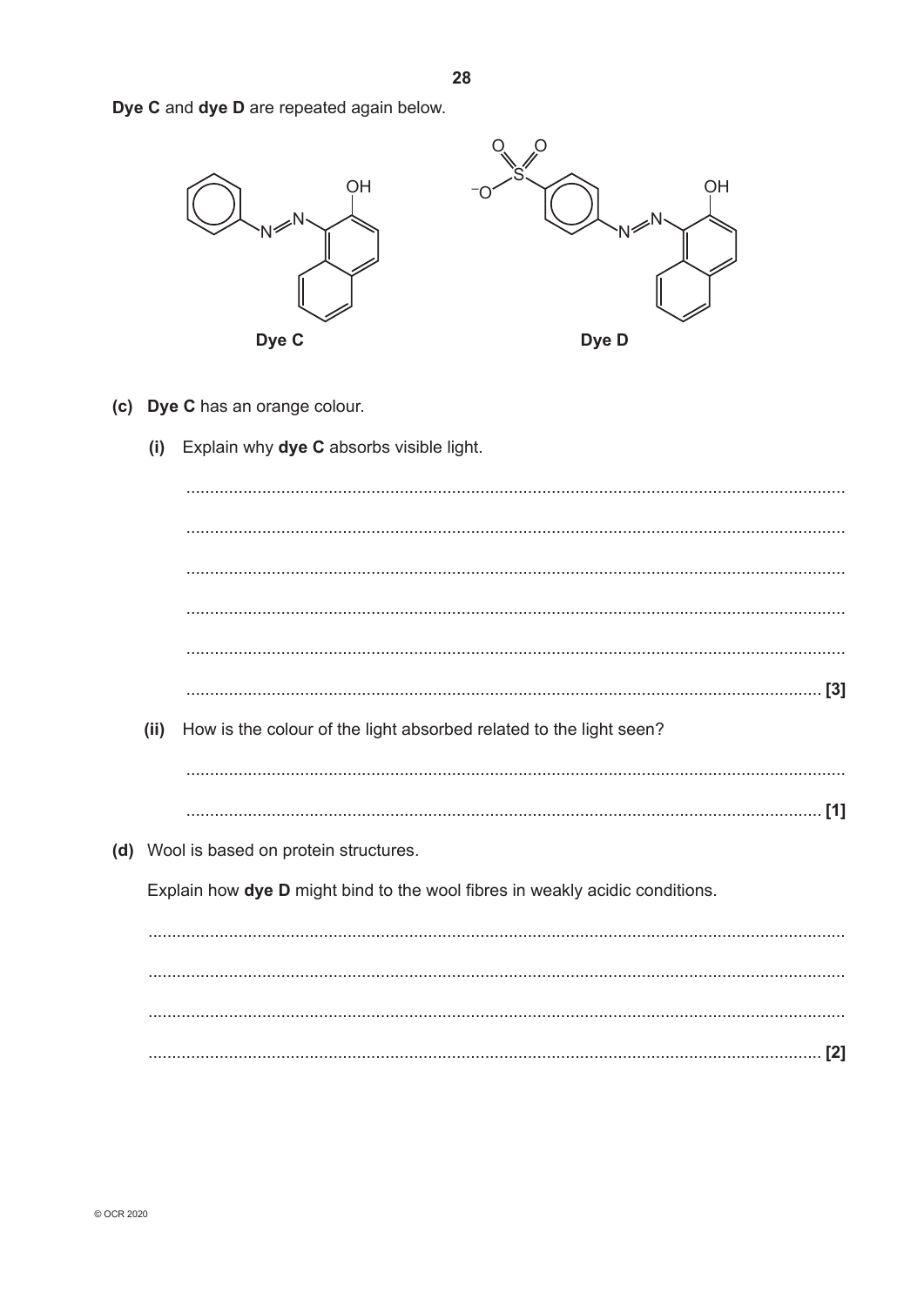**Dye C** and **dye D** are repeated again below.

**Dye C**

**Dye D**

**(c)** **Dye C** has an orange colour.

**(i)** Explain why **dye C** absorbs visible light.

..........................................................................................................................................

..........................................................................................................................................

..........................................................................................................................................

..........................................................................................................................................

..........................................................................................................................................

.................................................................................................................................... **[3]**

**(ii)** How is the colour of the light absorbed related to the light seen?

..........................................................................................................................................

.................................................................................................................................... **[1]**

**(d)** Wool is based on protein structures.

Explain how **dye D** might bind to the wool fibres in weakly acidic conditions.

..........................................................................................................................................

..........................................................................................................................................

..........................................................................................................................................

.................................................................................................................................... **[2]**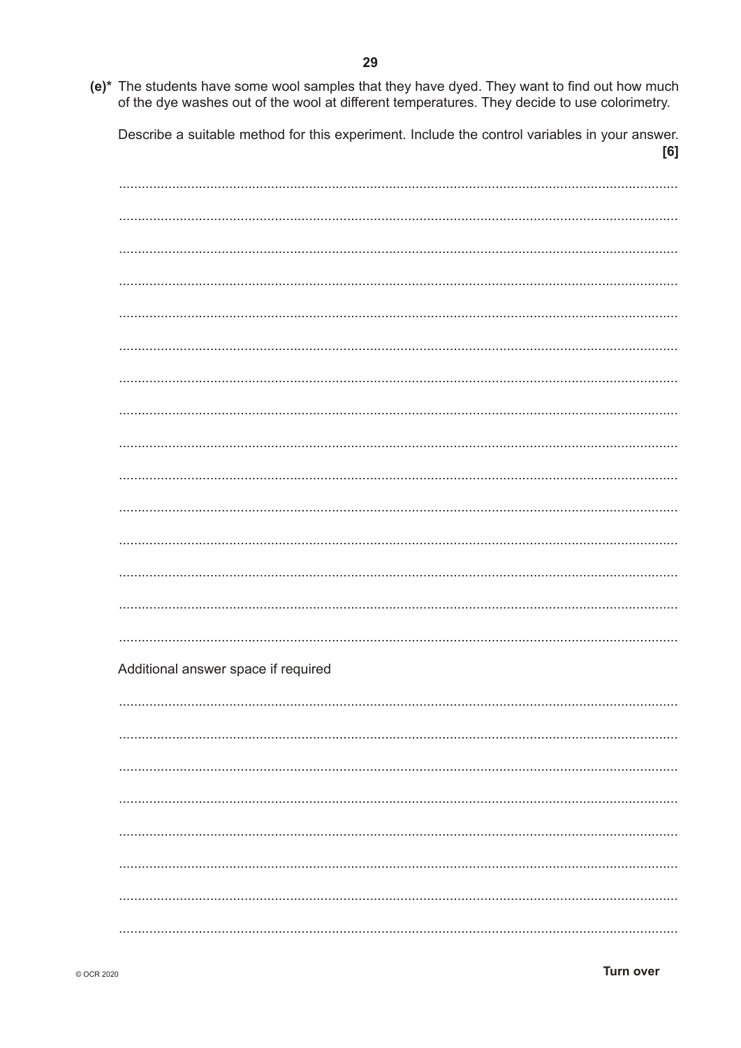(e)* The students have some wool samples that they have dyed. They want to find out how much of the dye washes out of the wool at different temperatures. They decide to use colorimetry.

Describe a suitable method for this experiment. Include the control variables in your answer. **[6]**

.......................................................................................................................................................

.......................................................................................................................................................

.......................................................................................................................................................

.......................................................................................................................................................

.......................................................................................................................................................

.......................................................................................................................................................

.......................................................................................................................................................

.......................................................................................................................................................

.......................................................................................................................................................

.......................................................................................................................................................

.......................................................................................................................................................

.......................................................................................................................................................

.......................................................................................................................................................

.......................................................................................................................................................

.......................................................................................................................................................

Additional answer space if required

.......................................................................................................................................................

.......................................................................................................................................................

.......................................................................................................................................................

.......................................................................................................................................................

.......................................................................................................................................................

.......................................................................................................................................................

.......................................................................................................................................................

.......................................................................................................................................................

© OCR 2020

**Turn over**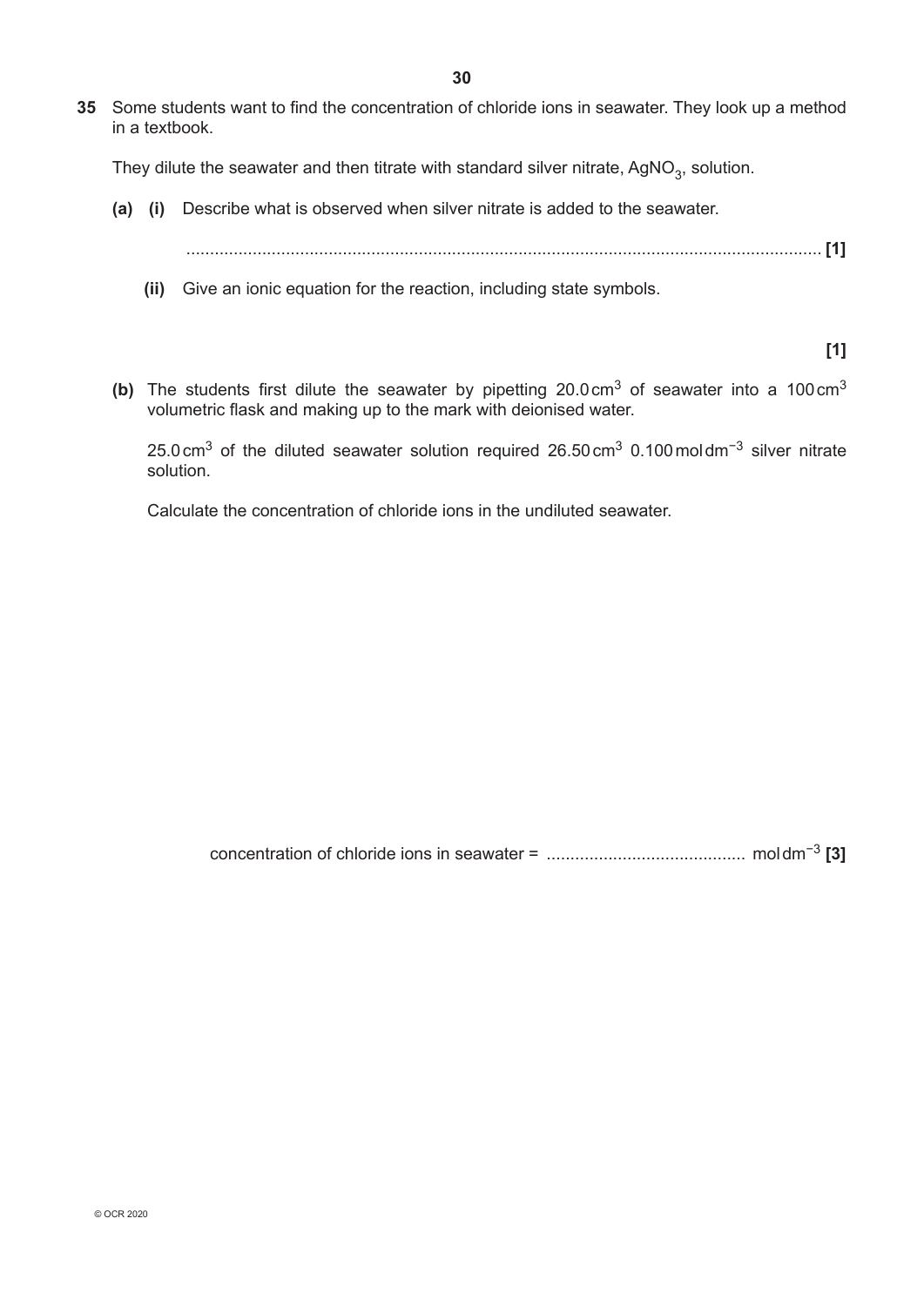**35** Some students want to find the concentration of chloride ions in seawater. They look up a method in a textbook.

They dilute the seawater and then titrate with standard silver nitrate, $AgNO_3$, solution.

**(a) (i)** Describe what is observed when silver nitrate is added to the seawater.

........................................................................................................................ **[1]**

**(ii)** Give an ionic equation for the reaction, including state symbols.

**[1]**

**(b)** The students first dilute the seawater by pipetting $20.0\,cm^3$ of seawater into a $100\,cm^3$ volumetric flask and making up to the mark with deionised water.

$25.0\,cm^3$ of the diluted seawater solution required $26.50\,cm^3$ $0.100\,mol\,dm^{-3}$ silver nitrate solution.

Calculate the concentration of chloride ions in the undiluted seawater.

concentration of chloride ions in seawater = .......................................... $mol\,dm^{-3}$ **[3]**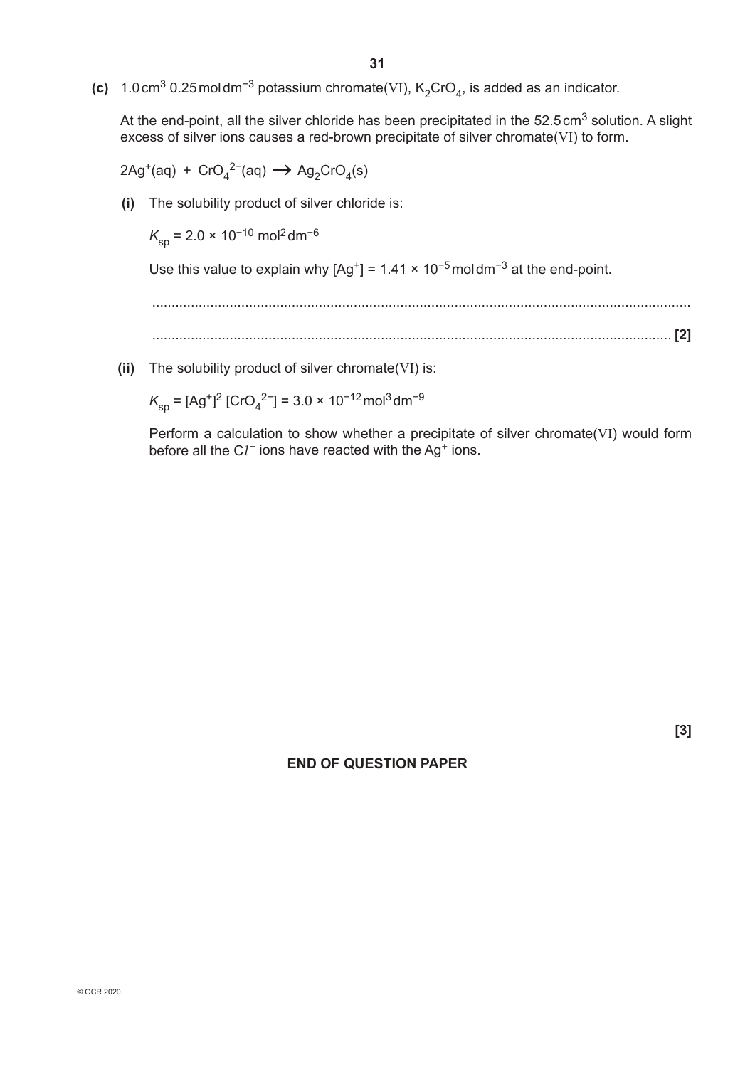**(c)** $1.0\,cm^3$ $0.25\,mol\,dm^{-3}$ potassium chromate(VI), $K_2CrO_4$, is added as an indicator.

At the end-point, all the silver chloride has been precipitated in the $52.5\,cm^3$ solution. A slight excess of silver ions causes a red-brown precipitate of silver chromate(VI) to form.

$$2Ag^+(aq) + CrO_4^{2-}(aq) \rightarrow Ag_2CrO_4(s)$$

**(i)** The solubility product of silver chloride is:

$K_{sp} = 2.0 \times 10^{-10}\,mol^2\,dm^{-6}$

Use this value to explain why $[Ag^+] = 1.41 \times 10^{-5}\,mol\,dm^{-3}$ at the end-point.

...........................................................................................................................................

........................................................................................................................................... **[2]**

**(ii)** The solubility product of silver chromate(VI) is:

$K_{sp} = [Ag^+]^2\,[CrO_4^{2-}] = 3.0 \times 10^{-12}\,mol^3\,dm^{-9}$

Perform a calculation to show whether a precipitate of silver chromate(VI) would form before all the $Cl^-$ ions have reacted with the $Ag^+$ ions.

**[3]**

**END OF QUESTION PAPER**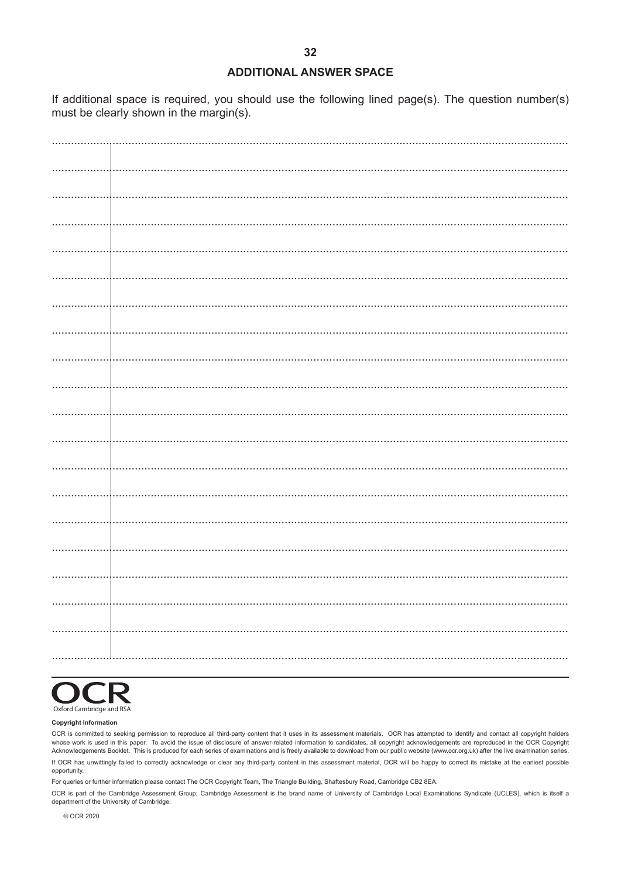## ADDITIONAL ANSWER SPACE

If additional space is required, you should use the following lined page(s). The question number(s) must be clearly shown in the margin(s).

OCR
Oxford Cambridge and RSA

**Copyright Information**

OCR is committed to seeking permission to reproduce all third-party content that it uses in its assessment materials. OCR has attempted to identify and contact all copyright holders whose work is used in this paper. To avoid the issue of disclosure of answer-related information to candidates, all copyright acknowledgements are reproduced in the OCR Copyright Acknowledgements Booklet. This is produced for each series of examinations and is freely available to download from our public website (www.ocr.org.uk) after the live examination series.

If OCR has unwittingly failed to correctly acknowledge or clear any third-party content in this assessment material, OCR will be happy to correct its mistake at the earliest possible opportunity.

For queries or further information please contact The OCR Copyright Team, The Triangle Building, Shaftesbury Road, Cambridge CB2 8EA.

OCR is part of the Cambridge Assessment Group; Cambridge Assessment is the brand name of University of Cambridge Local Examinations Syndicate (UCLES), which is itself a department of the University of Cambridge.

© OCR 2020